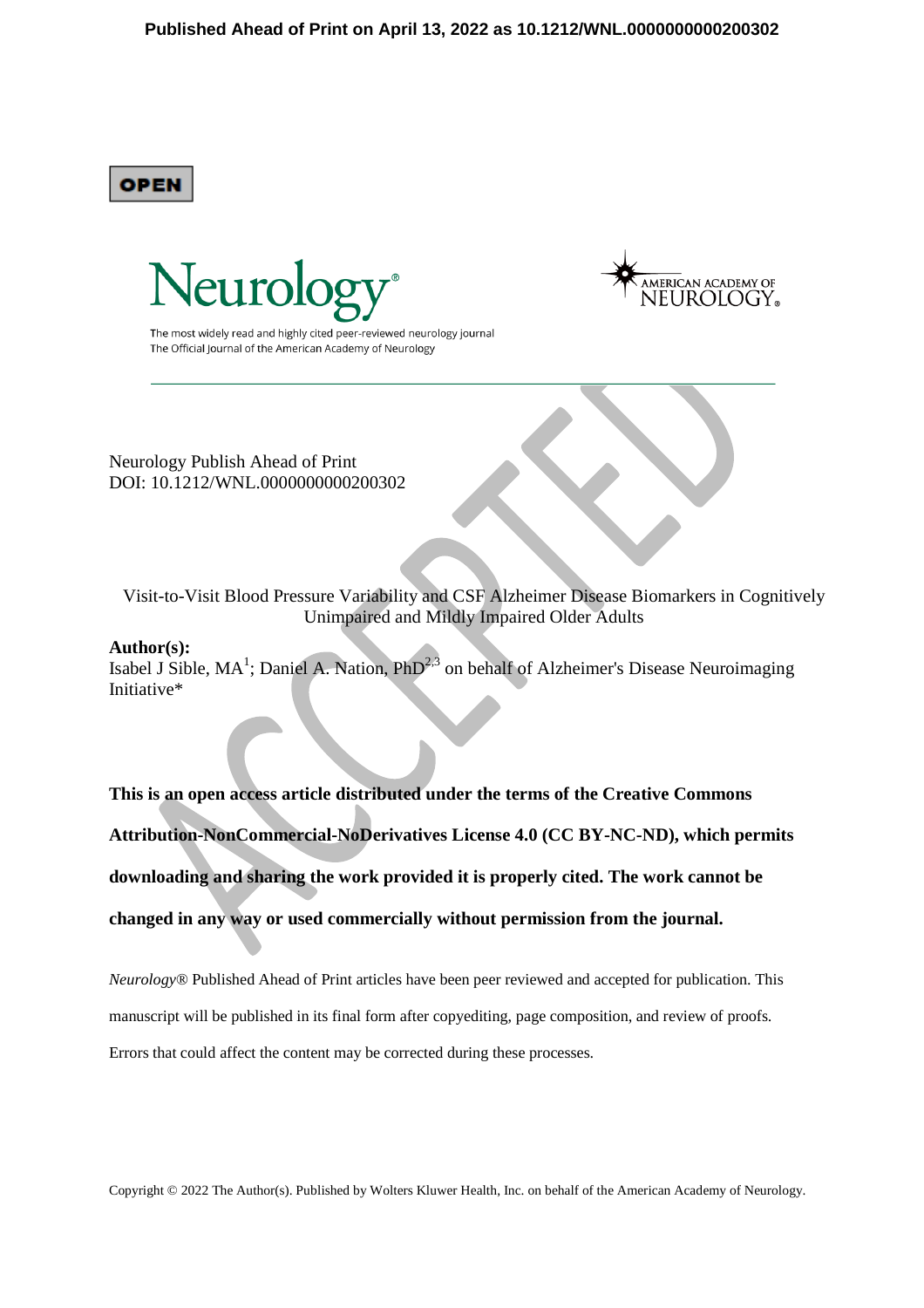**Published Ahead of Print on April 13, 2022 as 10.1212/WNL.0000000000200302**

OPEN

Neurology®

The most widely read and highly cited peer-reviewed neurology journal
The Official Journal of the American Academy of Neurology

AMERICAN ACADEMY OF NEUROLOGY®

Neurology Publish Ahead of Print
DOI: 10.1212/WNL.0000000000200302

# Visit-to-Visit Blood Pressure Variability and CSF Alzheimer Disease Biomarkers in Cognitively Unimpaired and Mildly Impaired Older Adults

**Author(s):**
Isabel J Sible, MA[1]; Daniel A. Nation, PhD[2,3] on behalf of Alzheimer's Disease Neuroimaging Initiative*

**This is an open access article distributed under the terms of the Creative Commons Attribution-NonCommercial-NoDerivatives License 4.0 (CC BY-NC-ND), which permits downloading and sharing the work provided it is properly cited. The work cannot be changed in any way or used commercially without permission from the journal.**

*Neurology®* Published Ahead of Print articles have been peer reviewed and accepted for publication. This manuscript will be published in its final form after copyediting, page composition, and review of proofs. Errors that could affect the content may be corrected during these processes.

Copyright © 2022 The Author(s). Published by Wolters Kluwer Health, Inc. on behalf of the American Academy of Neurology.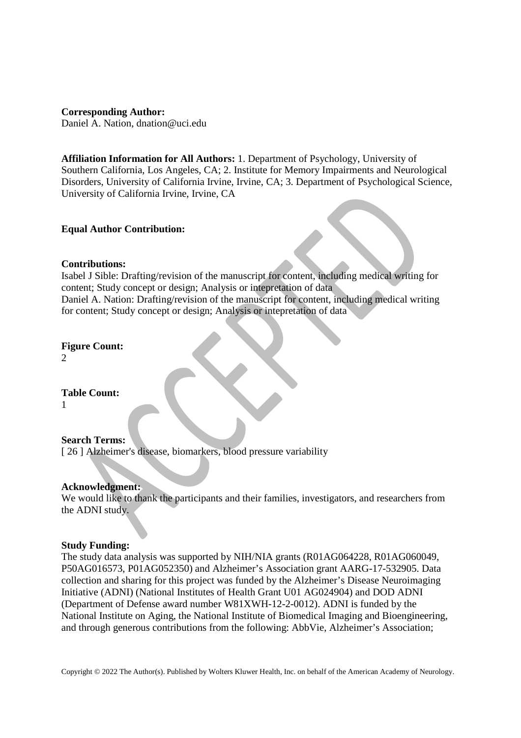**Corresponding Author:**
Daniel A. Nation, dnation@uci.edu

**Affiliation Information for All Authors:** 1. Department of Psychology, University of Southern California, Los Angeles, CA; 2. Institute for Memory Impairments and Neurological Disorders, University of California Irvine, Irvine, CA; 3. Department of Psychological Science, University of California Irvine, Irvine, CA

**Equal Author Contribution:**

**Contributions:**
Isabel J Sible: Drafting/revision of the manuscript for content, including medical writing for content; Study concept or design; Analysis or intepretation of data
Daniel A. Nation: Drafting/revision of the manuscript for content, including medical writing for content; Study concept or design; Analysis or intepretation of data

**Figure Count:**
2

**Table Count:**
1

**Search Terms:**
[ 26 ] Alzheimer's disease, biomarkers, blood pressure variability

**Acknowledgment:**
We would like to thank the participants and their families, investigators, and researchers from the ADNI study.

**Study Funding:**
The study data analysis was supported by NIH/NIA grants (R01AG064228, R01AG060049, P50AG016573, P01AG052350) and Alzheimer's Association grant AARG-17-532905. Data collection and sharing for this project was funded by the Alzheimer's Disease Neuroimaging Initiative (ADNI) (National Institutes of Health Grant U01 AG024904) and DOD ADNI (Department of Defense award number W81XWH-12-2-0012). ADNI is funded by the National Institute on Aging, the National Institute of Biomedical Imaging and Bioengineering, and through generous contributions from the following: AbbVie, Alzheimer's Association;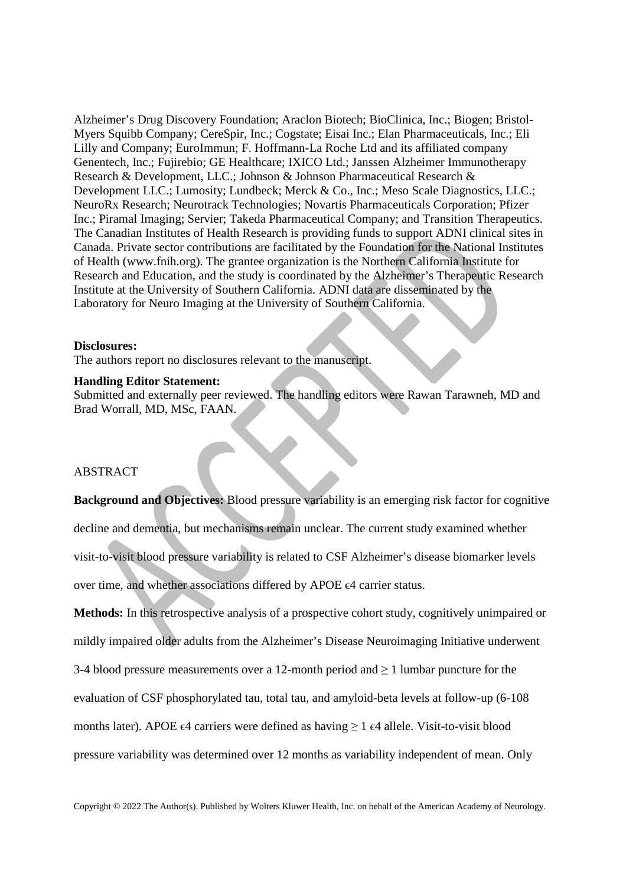Alzheimer's Drug Discovery Foundation; Araclon Biotech; BioClinica, Inc.; Biogen; Bristol-Myers Squibb Company; CereSpir, Inc.; Cogstate; Eisai Inc.; Elan Pharmaceuticals, Inc.; Eli Lilly and Company; EuroImmun; F. Hoffmann-La Roche Ltd and its affiliated company Genentech, Inc.; Fujirebio; GE Healthcare; IXICO Ltd.; Janssen Alzheimer Immunotherapy Research & Development, LLC.; Johnson & Johnson Pharmaceutical Research & Development LLC.; Lumosity; Lundbeck; Merck & Co., Inc.; Meso Scale Diagnostics, LLC.; NeuroRx Research; Neurotrack Technologies; Novartis Pharmaceuticals Corporation; Pfizer Inc.; Piramal Imaging; Servier; Takeda Pharmaceutical Company; and Transition Therapeutics. The Canadian Institutes of Health Research is providing funds to support ADNI clinical sites in Canada. Private sector contributions are facilitated by the Foundation for the National Institutes of Health (www.fnih.org). The grantee organization is the Northern California Institute for Research and Education, and the study is coordinated by the Alzheimer's Therapeutic Research Institute at the University of Southern California. ADNI data are disseminated by the Laboratory for Neuro Imaging at the University of Southern California.

**Disclosures:**
The authors report no disclosures relevant to the manuscript.

**Handling Editor Statement:**
Submitted and externally peer reviewed. The handling editors were Rawan Tarawneh, MD and Brad Worrall, MD, MSc, FAAN.

## ABSTRACT

**Background and Objectives:** Blood pressure variability is an emerging risk factor for cognitive decline and dementia, but mechanisms remain unclear. The current study examined whether visit-to-visit blood pressure variability is related to CSF Alzheimer's disease biomarker levels over time, and whether associations differed by APOE ϵ4 carrier status.

**Methods:** In this retrospective analysis of a prospective cohort study, cognitively unimpaired or mildly impaired older adults from the Alzheimer's Disease Neuroimaging Initiative underwent 3-4 blood pressure measurements over a 12-month period and ≥ 1 lumbar puncture for the evaluation of CSF phosphorylated tau, total tau, and amyloid-beta levels at follow-up (6-108 months later). APOE ϵ4 carriers were defined as having ≥ 1 ϵ4 allele. Visit-to-visit blood pressure variability was determined over 12 months as variability independent of mean. Only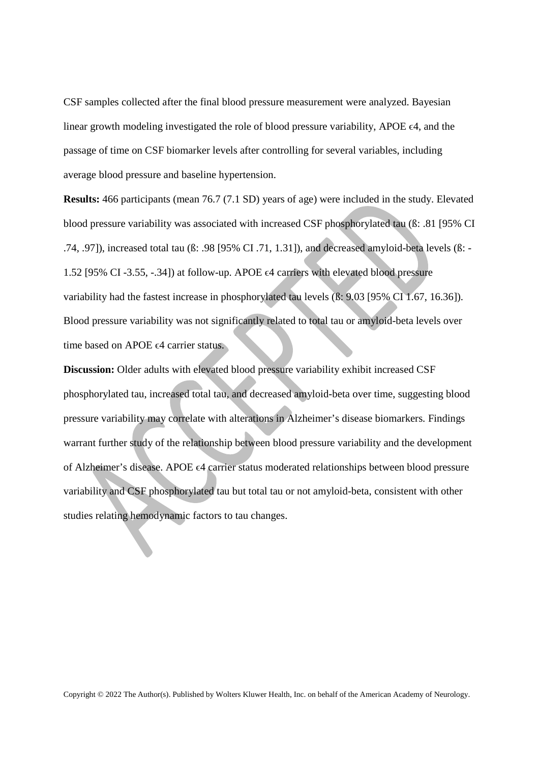CSF samples collected after the final blood pressure measurement were analyzed. Bayesian linear growth modeling investigated the role of blood pressure variability, APOE ϵ4, and the passage of time on CSF biomarker levels after controlling for several variables, including average blood pressure and baseline hypertension.

**Results:** 466 participants (mean 76.7 (7.1 SD) years of age) were included in the study. Elevated blood pressure variability was associated with increased CSF phosphorylated tau (ß: .81 [95% CI .74, .97]), increased total tau (ß: .98 [95% CI .71, 1.31]), and decreased amyloid-beta levels (ß: -1.52 [95% CI -3.55, -.34]) at follow-up. APOE ϵ4 carriers with elevated blood pressure variability had the fastest increase in phosphorylated tau levels (ß: 9.03 [95% CI 1.67, 16.36]). Blood pressure variability was not significantly related to total tau or amyloid-beta levels over time based on APOE ϵ4 carrier status.

**Discussion:** Older adults with elevated blood pressure variability exhibit increased CSF phosphorylated tau, increased total tau, and decreased amyloid-beta over time, suggesting blood pressure variability may correlate with alterations in Alzheimer's disease biomarkers. Findings warrant further study of the relationship between blood pressure variability and the development of Alzheimer's disease. APOE ϵ4 carrier status moderated relationships between blood pressure variability and CSF phosphorylated tau but total tau or not amyloid-beta, consistent with other studies relating hemodynamic factors to tau changes.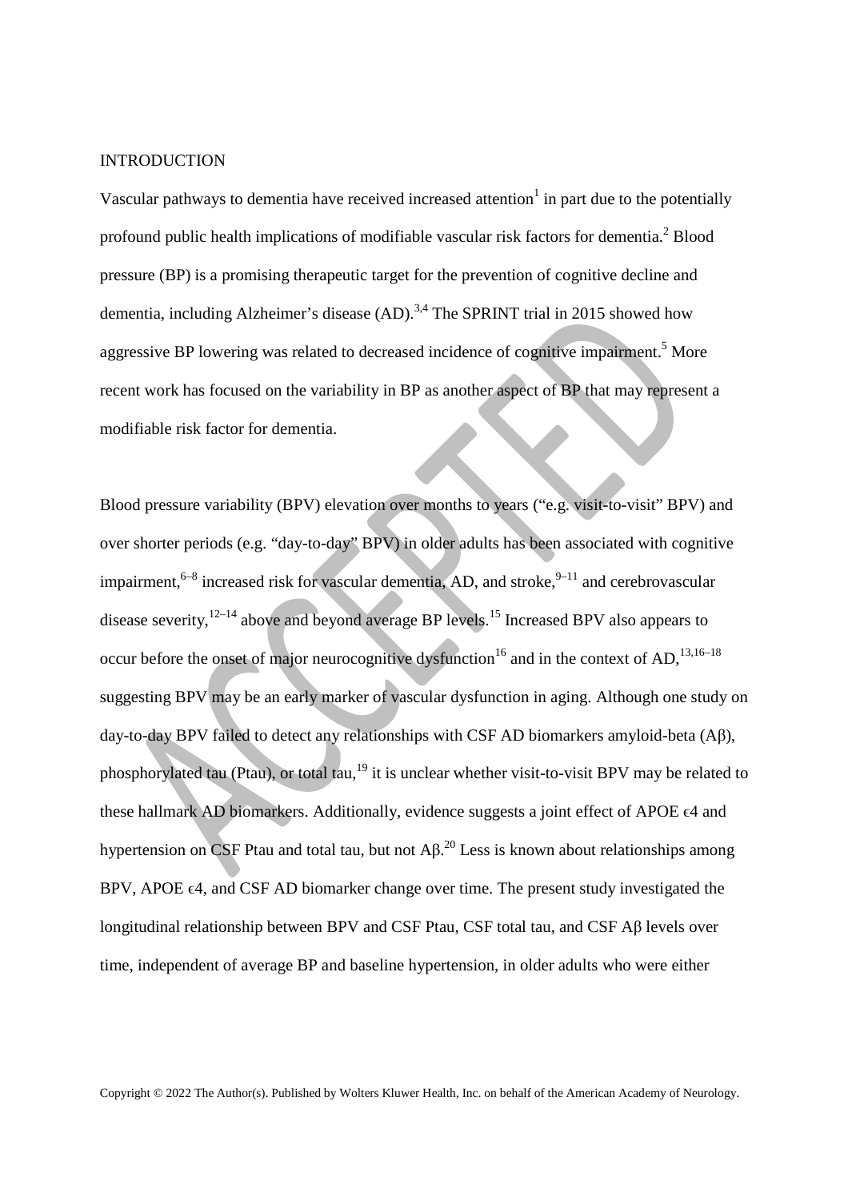## INTRODUCTION

Vascular pathways to dementia have received increased attention[1] in part due to the potentially profound public health implications of modifiable vascular risk factors for dementia.[2] Blood pressure (BP) is a promising therapeutic target for the prevention of cognitive decline and dementia, including Alzheimer's disease (AD).[3,4] The SPRINT trial in 2015 showed how aggressive BP lowering was related to decreased incidence of cognitive impairment.[5] More recent work has focused on the variability in BP as another aspect of BP that may represent a modifiable risk factor for dementia.

Blood pressure variability (BPV) elevation over months to years ("e.g. visit-to-visit" BPV) and over shorter periods (e.g. "day-to-day" BPV) in older adults has been associated with cognitive impairment,[6–8] increased risk for vascular dementia, AD, and stroke,[9–11] and cerebrovascular disease severity,[12–14] above and beyond average BP levels.[15] Increased BPV also appears to occur before the onset of major neurocognitive dysfunction[16] and in the context of AD,[13,16–18] suggesting BPV may be an early marker of vascular dysfunction in aging. Although one study on day-to-day BPV failed to detect any relationships with CSF AD biomarkers amyloid-beta (Aβ), phosphorylated tau (Ptau), or total tau,[19] it is unclear whether visit-to-visit BPV may be related to these hallmark AD biomarkers. Additionally, evidence suggests a joint effect of APOE ϵ4 and hypertension on CSF Ptau and total tau, but not Aβ.[20] Less is known about relationships among BPV, APOE ϵ4, and CSF AD biomarker change over time. The present study investigated the longitudinal relationship between BPV and CSF Ptau, CSF total tau, and CSF Aβ levels over time, independent of average BP and baseline hypertension, in older adults who were either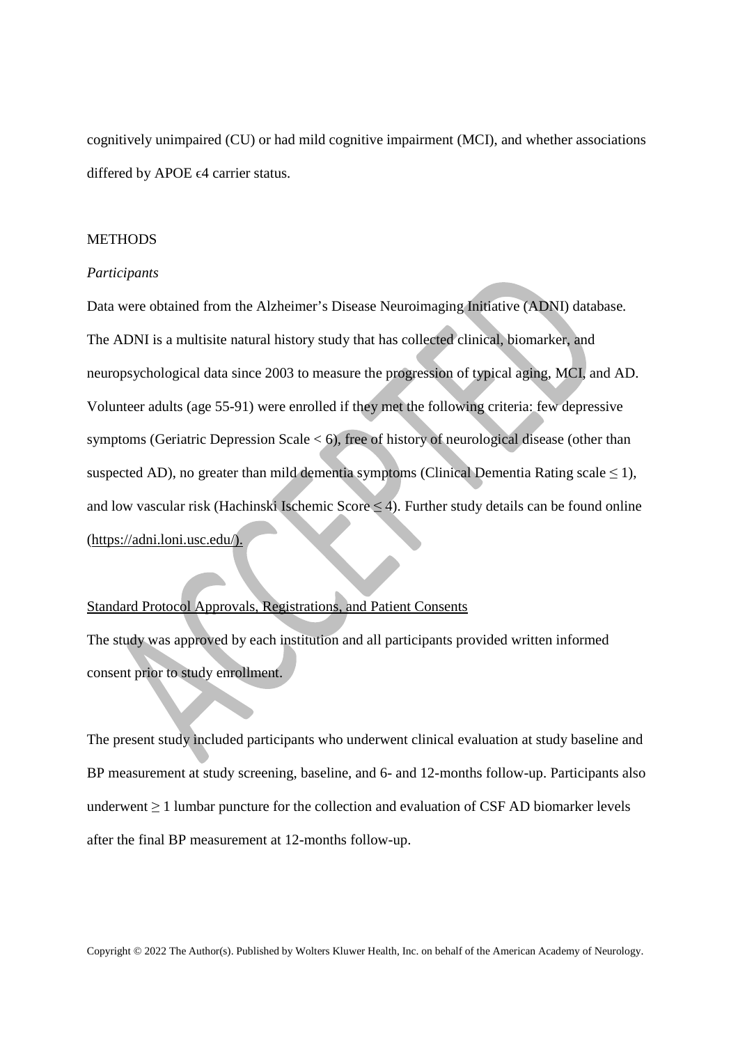cognitively unimpaired (CU) or had mild cognitive impairment (MCI), and whether associations differed by APOE ϵ4 carrier status.

## METHODS

### *Participants*

Data were obtained from the Alzheimer's Disease Neuroimaging Initiative (ADNI) database. The ADNI is a multisite natural history study that has collected clinical, biomarker, and neuropsychological data since 2003 to measure the progression of typical aging, MCI, and AD. Volunteer adults (age 55-91) were enrolled if they met the following criteria: few depressive symptoms (Geriatric Depression Scale < 6), free of history of neurological disease (other than suspected AD), no greater than mild dementia symptoms (Clinical Dementia Rating scale ≤ 1), and low vascular risk (Hachinski Ischemic Score ≤ 4). Further study details can be found online (https://adni.loni.usc.edu/).

### Standard Protocol Approvals, Registrations, and Patient Consents

The study was approved by each institution and all participants provided written informed consent prior to study enrollment.

The present study included participants who underwent clinical evaluation at study baseline and BP measurement at study screening, baseline, and 6- and 12-months follow-up. Participants also underwent ≥ 1 lumbar puncture for the collection and evaluation of CSF AD biomarker levels after the final BP measurement at 12-months follow-up.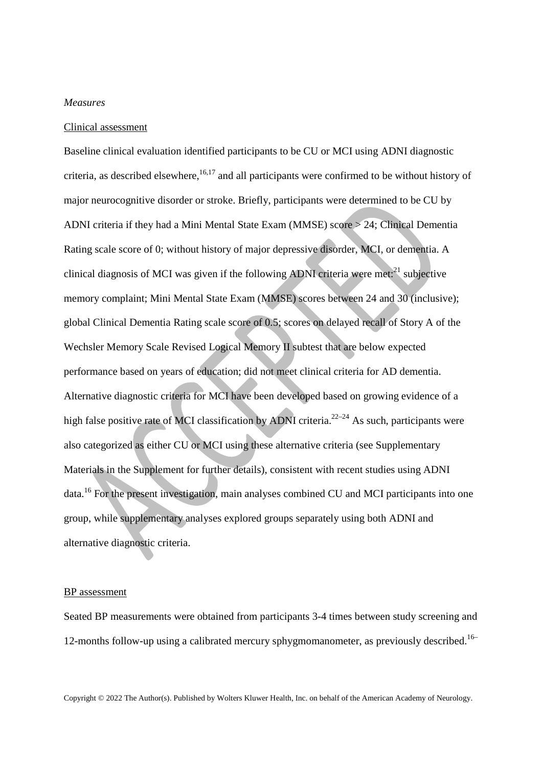*Measures*

Clinical assessment

Baseline clinical evaluation identified participants to be CU or MCI using ADNI diagnostic criteria, as described elsewhere,[16,17] and all participants were confirmed to be without history of major neurocognitive disorder or stroke. Briefly, participants were determined to be CU by ADNI criteria if they had a Mini Mental State Exam (MMSE) score > 24; Clinical Dementia Rating scale score of 0; without history of major depressive disorder, MCI, or dementia. A clinical diagnosis of MCI was given if the following ADNI criteria were met:[21] subjective memory complaint; Mini Mental State Exam (MMSE) scores between 24 and 30 (inclusive); global Clinical Dementia Rating scale score of 0.5; scores on delayed recall of Story A of the Wechsler Memory Scale Revised Logical Memory II subtest that are below expected performance based on years of education; did not meet clinical criteria for AD dementia. Alternative diagnostic criteria for MCI have been developed based on growing evidence of a high false positive rate of MCI classification by ADNI criteria.[22–24] As such, participants were also categorized as either CU or MCI using these alternative criteria (see Supplementary Materials in the Supplement for further details), consistent with recent studies using ADNI data.[16] For the present investigation, main analyses combined CU and MCI participants into one group, while supplementary analyses explored groups separately using both ADNI and alternative diagnostic criteria.

BP assessment

Seated BP measurements were obtained from participants 3-4 times between study screening and 12-months follow-up using a calibrated mercury sphygmomanometer, as previously described.[16–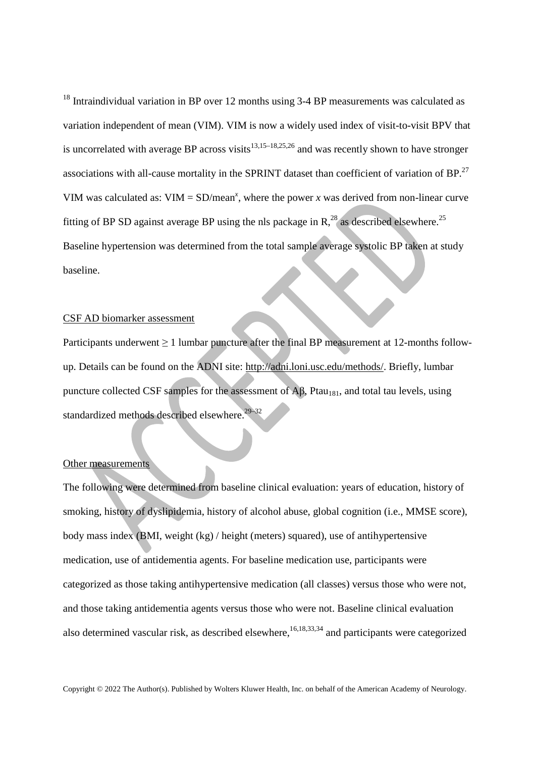[18] Intraindividual variation in BP over 12 months using 3-4 BP measurements was calculated as variation independent of mean (VIM). VIM is now a widely used index of visit-to-visit BPV that is uncorrelated with average BP across visits[13,15–18,25,26] and was recently shown to have stronger associations with all-cause mortality in the SPRINT dataset than coefficient of variation of BP.[27] VIM was calculated as: VIM = SD/mean$^x$, where the power $x$ was derived from non-linear curve fitting of BP SD against average BP using the nls package in R,[28] as described elsewhere.[25] Baseline hypertension was determined from the total sample average systolic BP taken at study baseline.

CSF AD biomarker assessment

Participants underwent ≥ 1 lumbar puncture after the final BP measurement at 12-months follow-up. Details can be found on the ADNI site: http://adni.loni.usc.edu/methods/. Briefly, lumbar puncture collected CSF samples for the assessment of Aβ, $Ptau_{181}$, and total tau levels, using standardized methods described elsewhere.[29–32]

Other measurements

The following were determined from baseline clinical evaluation: years of education, history of smoking, history of dyslipidemia, history of alcohol abuse, global cognition (i.e., MMSE score), body mass index (BMI, weight (kg) / height (meters) squared), use of antihypertensive medication, use of antidementia agents. For baseline medication use, participants were categorized as those taking antihypertensive medication (all classes) versus those who were not, and those taking antidementia agents versus those who were not. Baseline clinical evaluation also determined vascular risk, as described elsewhere,[16,18,33,34] and participants were categorized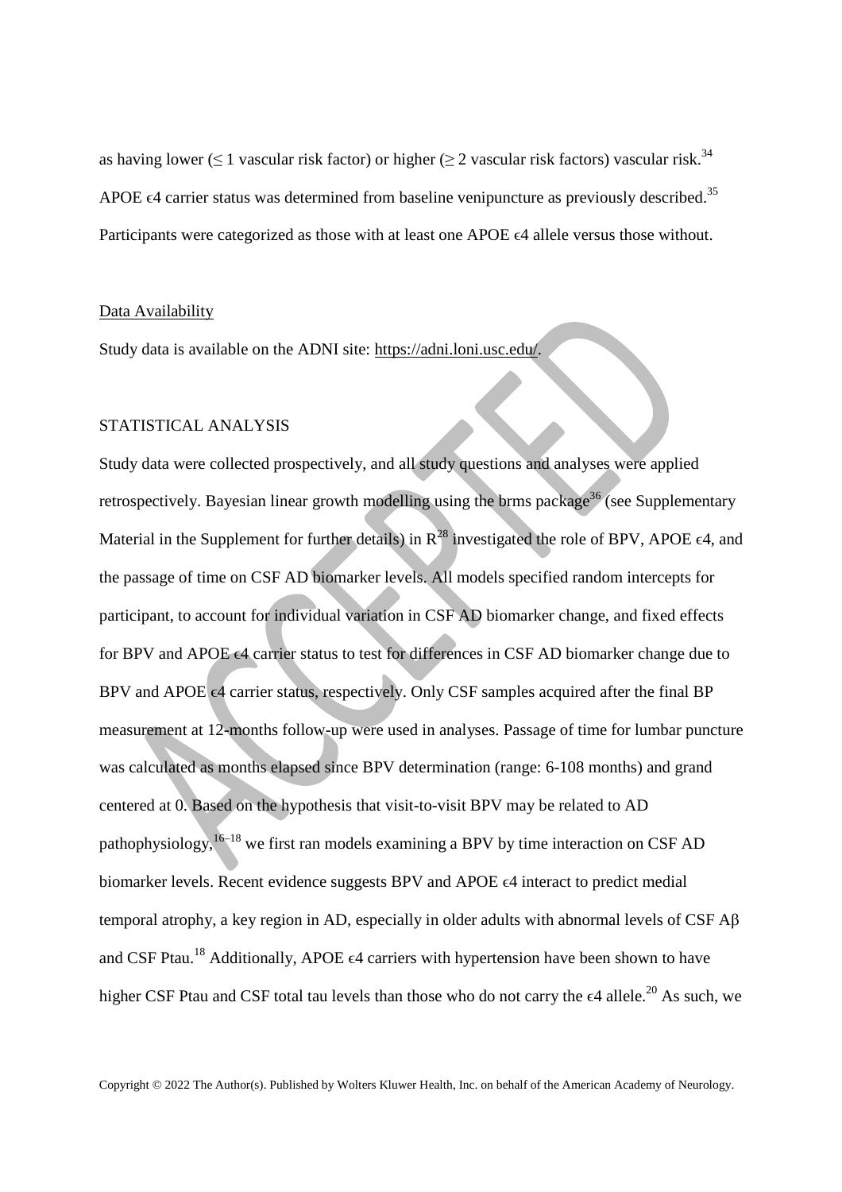as having lower (≤ 1 vascular risk factor) or higher (≥ 2 vascular risk factors) vascular risk.[34] APOE ϵ4 carrier status was determined from baseline venipuncture as previously described.[35] Participants were categorized as those with at least one APOE ϵ4 allele versus those without.

Data Availability

Study data is available on the ADNI site: https://adni.loni.usc.edu/.

STATISTICAL ANALYSIS

Study data were collected prospectively, and all study questions and analyses were applied retrospectively. Bayesian linear growth modelling using the brms package[36] (see Supplementary Material in the Supplement for further details) in R[28] investigated the role of BPV, APOE ϵ4, and the passage of time on CSF AD biomarker levels. All models specified random intercepts for participant, to account for individual variation in CSF AD biomarker change, and fixed effects for BPV and APOE ϵ4 carrier status to test for differences in CSF AD biomarker change due to BPV and APOE ϵ4 carrier status, respectively. Only CSF samples acquired after the final BP measurement at 12-months follow-up were used in analyses. Passage of time for lumbar puncture was calculated as months elapsed since BPV determination (range: 6-108 months) and grand centered at 0. Based on the hypothesis that visit-to-visit BPV may be related to AD pathophysiology,[16–18] we first ran models examining a BPV by time interaction on CSF AD biomarker levels. Recent evidence suggests BPV and APOE ϵ4 interact to predict medial temporal atrophy, a key region in AD, especially in older adults with abnormal levels of CSF Aβ and CSF Ptau.[18] Additionally, APOE ϵ4 carriers with hypertension have been shown to have higher CSF Ptau and CSF total tau levels than those who do not carry the ϵ4 allele.[20] As such, we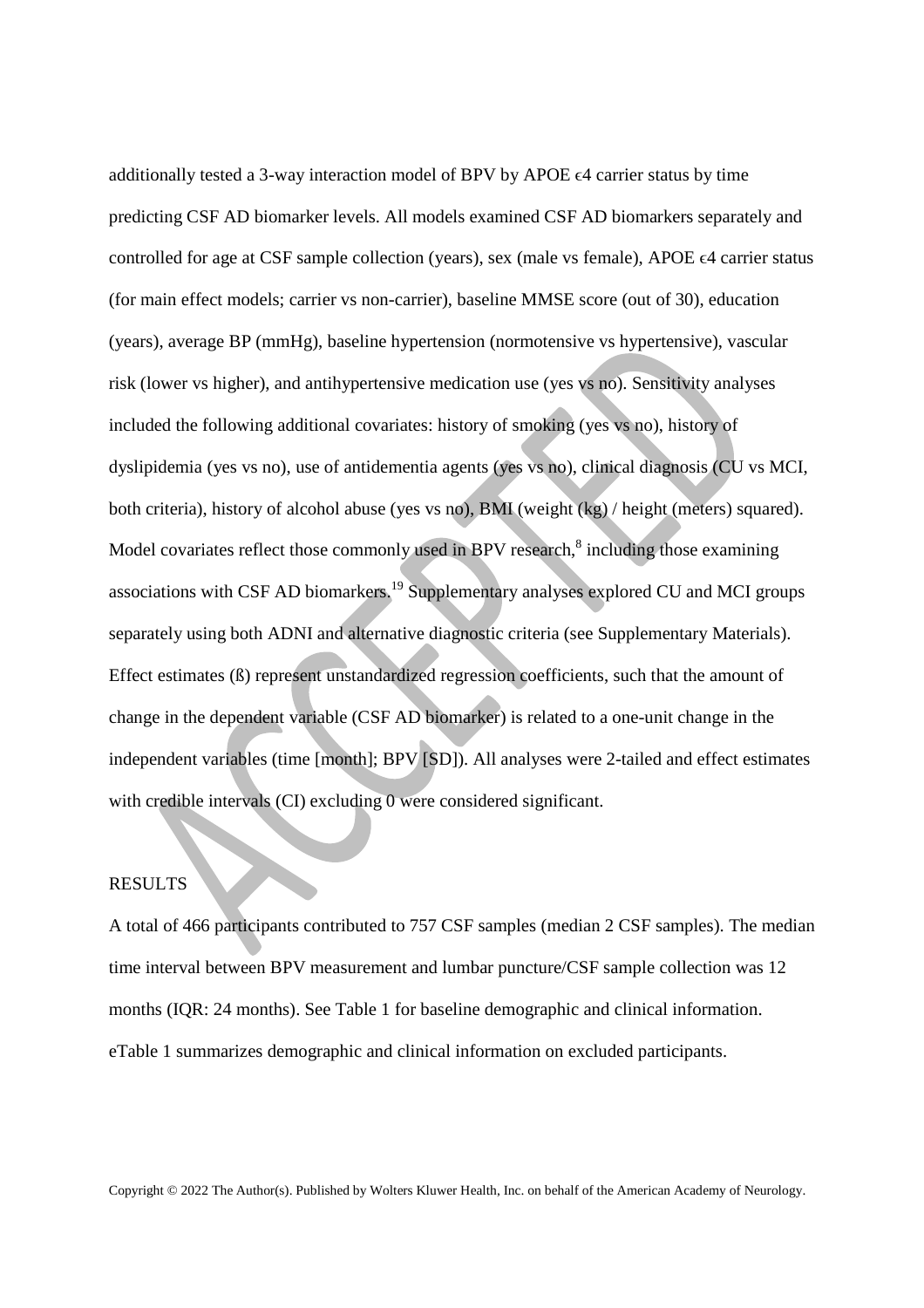additionally tested a 3-way interaction model of BPV by APOE ϵ4 carrier status by time predicting CSF AD biomarker levels. All models examined CSF AD biomarkers separately and controlled for age at CSF sample collection (years), sex (male vs female), APOE ϵ4 carrier status (for main effect models; carrier vs non-carrier), baseline MMSE score (out of 30), education (years), average BP (mmHg), baseline hypertension (normotensive vs hypertensive), vascular risk (lower vs higher), and antihypertensive medication use (yes vs no). Sensitivity analyses included the following additional covariates: history of smoking (yes vs no), history of dyslipidemia (yes vs no), use of antidementia agents (yes vs no), clinical diagnosis (CU vs MCI, both criteria), history of alcohol abuse (yes vs no), BMI (weight (kg) / height (meters) squared). Model covariates reflect those commonly used in BPV research,[8] including those examining associations with CSF AD biomarkers.[19] Supplementary analyses explored CU and MCI groups separately using both ADNI and alternative diagnostic criteria (see Supplementary Materials). Effect estimates (ß) represent unstandardized regression coefficients, such that the amount of change in the dependent variable (CSF AD biomarker) is related to a one-unit change in the independent variables (time [month]; BPV [SD]). All analyses were 2-tailed and effect estimates with credible intervals (CI) excluding 0 were considered significant.

## RESULTS

A total of 466 participants contributed to 757 CSF samples (median 2 CSF samples). The median time interval between BPV measurement and lumbar puncture/CSF sample collection was 12 months (IQR: 24 months). See Table 1 for baseline demographic and clinical information. eTable 1 summarizes demographic and clinical information on excluded participants.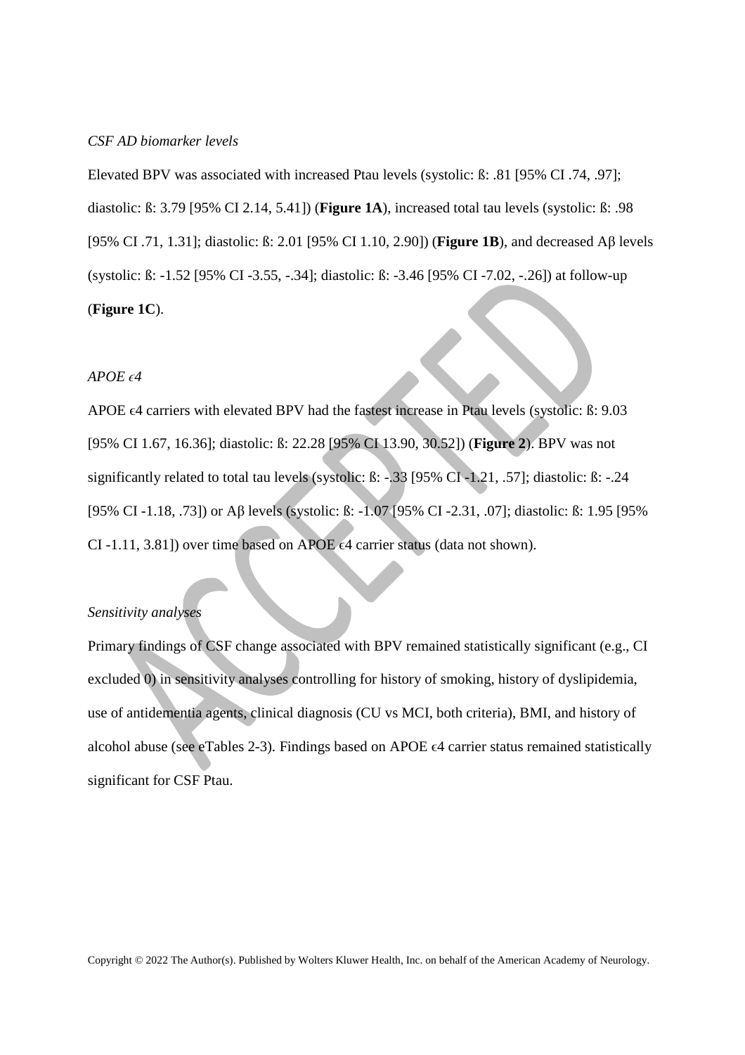*CSF AD biomarker levels*

Elevated BPV was associated with increased Ptau levels (systolic: ß: .81 [95% CI .74, .97]; diastolic: ß: 3.79 [95% CI 2.14, 5.41]) (**Figure 1A**), increased total tau levels (systolic: ß: .98 [95% CI .71, 1.31]; diastolic: ß: 2.01 [95% CI 1.10, 2.90]) (**Figure 1B**), and decreased Aβ levels (systolic: ß: -1.52 [95% CI -3.55, -.34]; diastolic: ß: -3.46 [95% CI -7.02, -.26]) at follow-up (**Figure 1C**).

*APOE ϵ4*

APOE ϵ4 carriers with elevated BPV had the fastest increase in Ptau levels (systolic: ß: 9.03 [95% CI 1.67, 16.36]; diastolic: ß: 22.28 [95% CI 13.90, 30.52]) (**Figure 2**). BPV was not significantly related to total tau levels (systolic: ß: -.33 [95% CI -1.21, .57]; diastolic: ß: -.24 [95% CI -1.18, .73]) or Aβ levels (systolic: ß: -1.07 [95% CI -2.31, .07]; diastolic: ß: 1.95 [95% CI -1.11, 3.81]) over time based on APOE ϵ4 carrier status (data not shown).

*Sensitivity analyses*

Primary findings of CSF change associated with BPV remained statistically significant (e.g., CI excluded 0) in sensitivity analyses controlling for history of smoking, history of dyslipidemia, use of antidementia agents, clinical diagnosis (CU vs MCI, both criteria), BMI, and history of alcohol abuse (see eTables 2-3). Findings based on APOE ϵ4 carrier status remained statistically significant for CSF Ptau.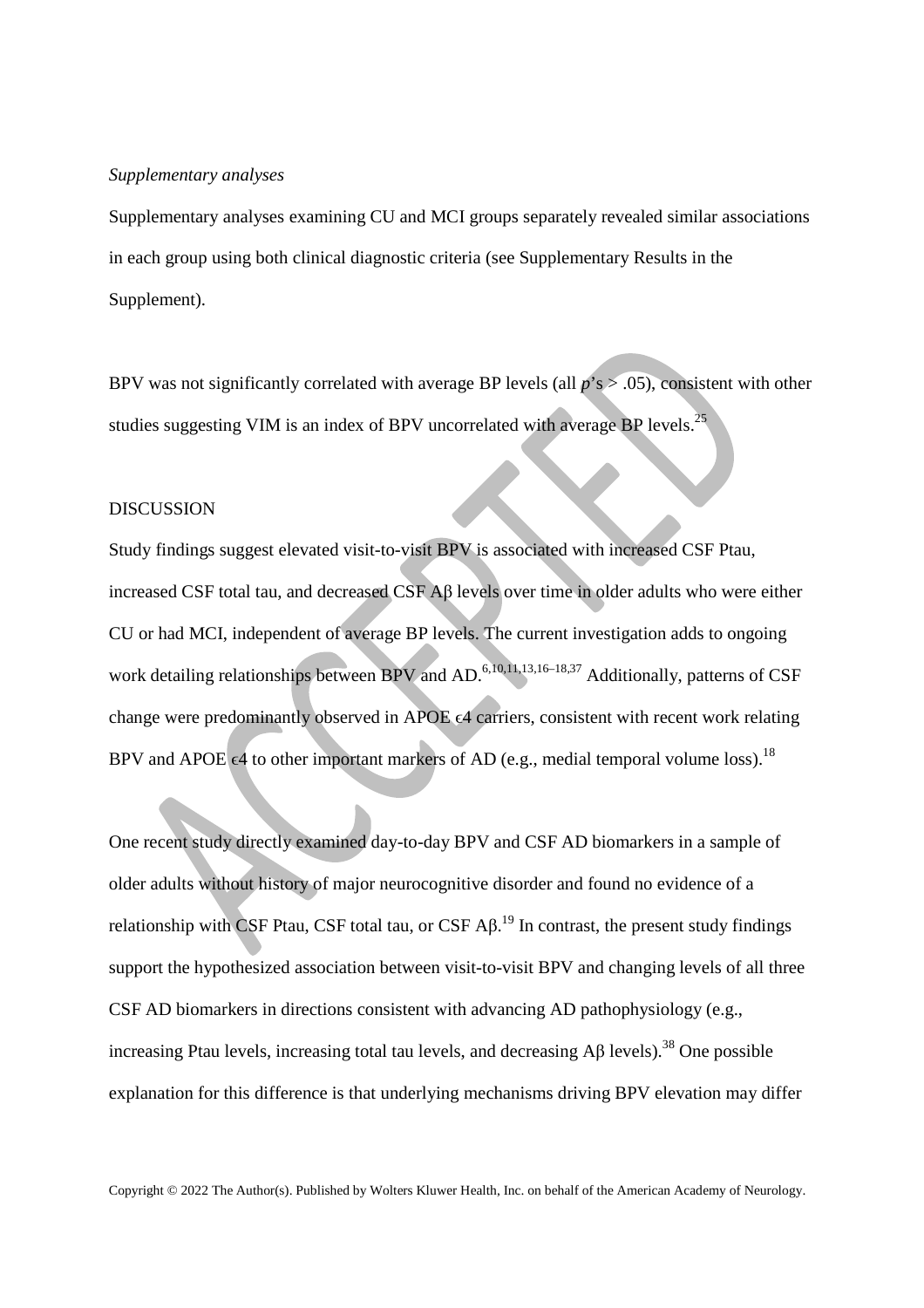*Supplementary analyses*

Supplementary analyses examining CU and MCI groups separately revealed similar associations in each group using both clinical diagnostic criteria (see Supplementary Results in the Supplement).

BPV was not significantly correlated with average BP levels (all $p$'s > .05), consistent with other studies suggesting VIM is an index of BPV uncorrelated with average BP levels.[25]

DISCUSSION

Study findings suggest elevated visit-to-visit BPV is associated with increased CSF Ptau, increased CSF total tau, and decreased CSF Aβ levels over time in older adults who were either CU or had MCI, independent of average BP levels. The current investigation adds to ongoing work detailing relationships between BPV and AD.[6,10,11,13,16–18,37] Additionally, patterns of CSF change were predominantly observed in APOE ϵ4 carriers, consistent with recent work relating BPV and APOE ϵ4 to other important markers of AD (e.g., medial temporal volume loss).[18]

One recent study directly examined day-to-day BPV and CSF AD biomarkers in a sample of older adults without history of major neurocognitive disorder and found no evidence of a relationship with CSF Ptau, CSF total tau, or CSF Aβ.[19] In contrast, the present study findings support the hypothesized association between visit-to-visit BPV and changing levels of all three CSF AD biomarkers in directions consistent with advancing AD pathophysiology (e.g., increasing Ptau levels, increasing total tau levels, and decreasing Aβ levels).[38] One possible explanation for this difference is that underlying mechanisms driving BPV elevation may differ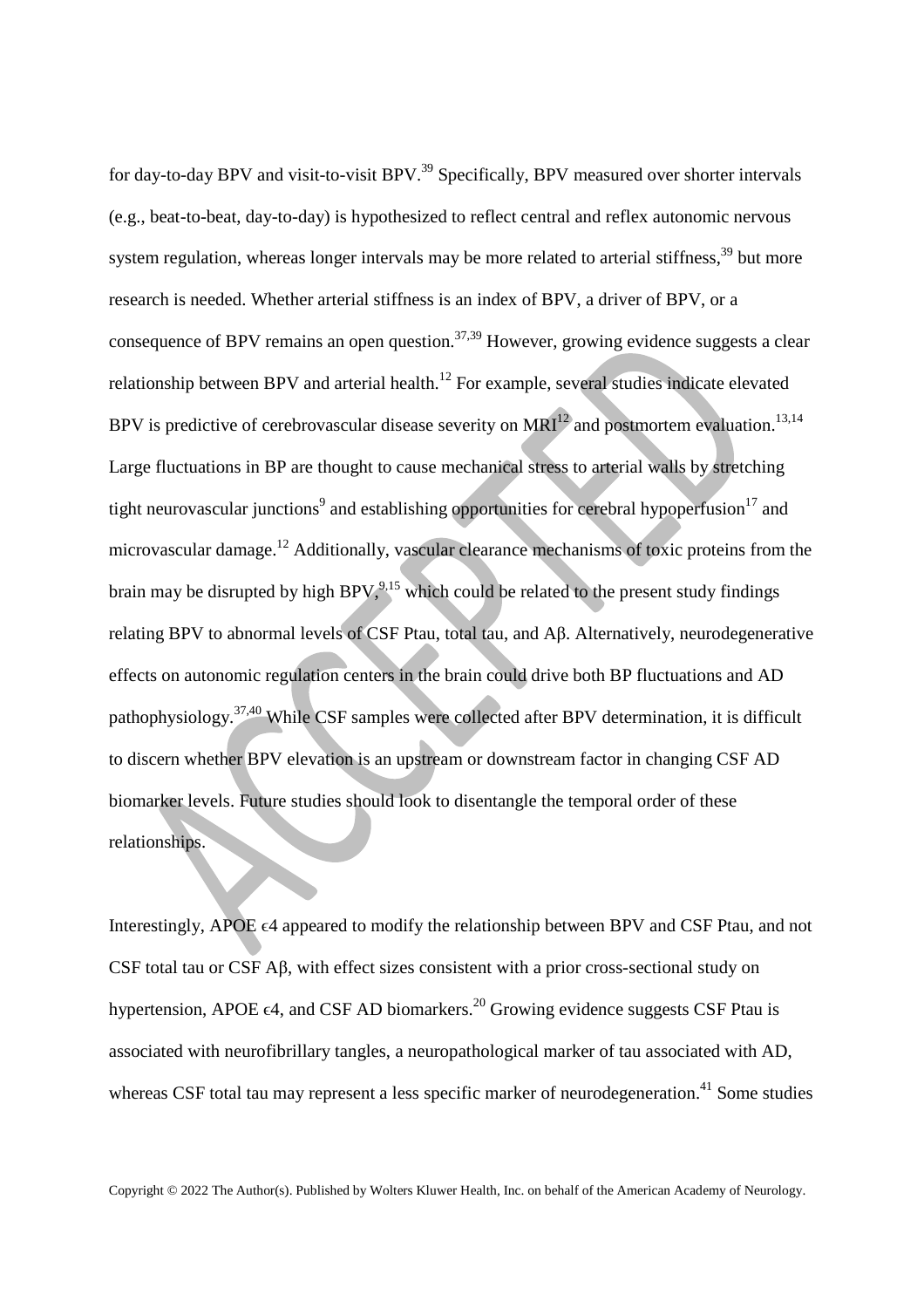for day-to-day BPV and visit-to-visit BPV.[39] Specifically, BPV measured over shorter intervals (e.g., beat-to-beat, day-to-day) is hypothesized to reflect central and reflex autonomic nervous system regulation, whereas longer intervals may be more related to arterial stiffness,[39] but more research is needed. Whether arterial stiffness is an index of BPV, a driver of BPV, or a consequence of BPV remains an open question.[37,39] However, growing evidence suggests a clear relationship between BPV and arterial health.[12] For example, several studies indicate elevated BPV is predictive of cerebrovascular disease severity on MRI[12] and postmortem evaluation.[13,14] Large fluctuations in BP are thought to cause mechanical stress to arterial walls by stretching tight neurovascular junctions[9] and establishing opportunities for cerebral hypoperfusion[17] and microvascular damage.[12] Additionally, vascular clearance mechanisms of toxic proteins from the brain may be disrupted by high BPV,[9,15] which could be related to the present study findings relating BPV to abnormal levels of CSF Ptau, total tau, and Aβ. Alternatively, neurodegenerative effects on autonomic regulation centers in the brain could drive both BP fluctuations and AD pathophysiology.[37,40] While CSF samples were collected after BPV determination, it is difficult to discern whether BPV elevation is an upstream or downstream factor in changing CSF AD biomarker levels. Future studies should look to disentangle the temporal order of these relationships.

Interestingly, APOE ϵ4 appeared to modify the relationship between BPV and CSF Ptau, and not CSF total tau or CSF Aβ, with effect sizes consistent with a prior cross-sectional study on hypertension, APOE ϵ4, and CSF AD biomarkers.[20] Growing evidence suggests CSF Ptau is associated with neurofibrillary tangles, a neuropathological marker of tau associated with AD, whereas CSF total tau may represent a less specific marker of neurodegeneration.[41] Some studies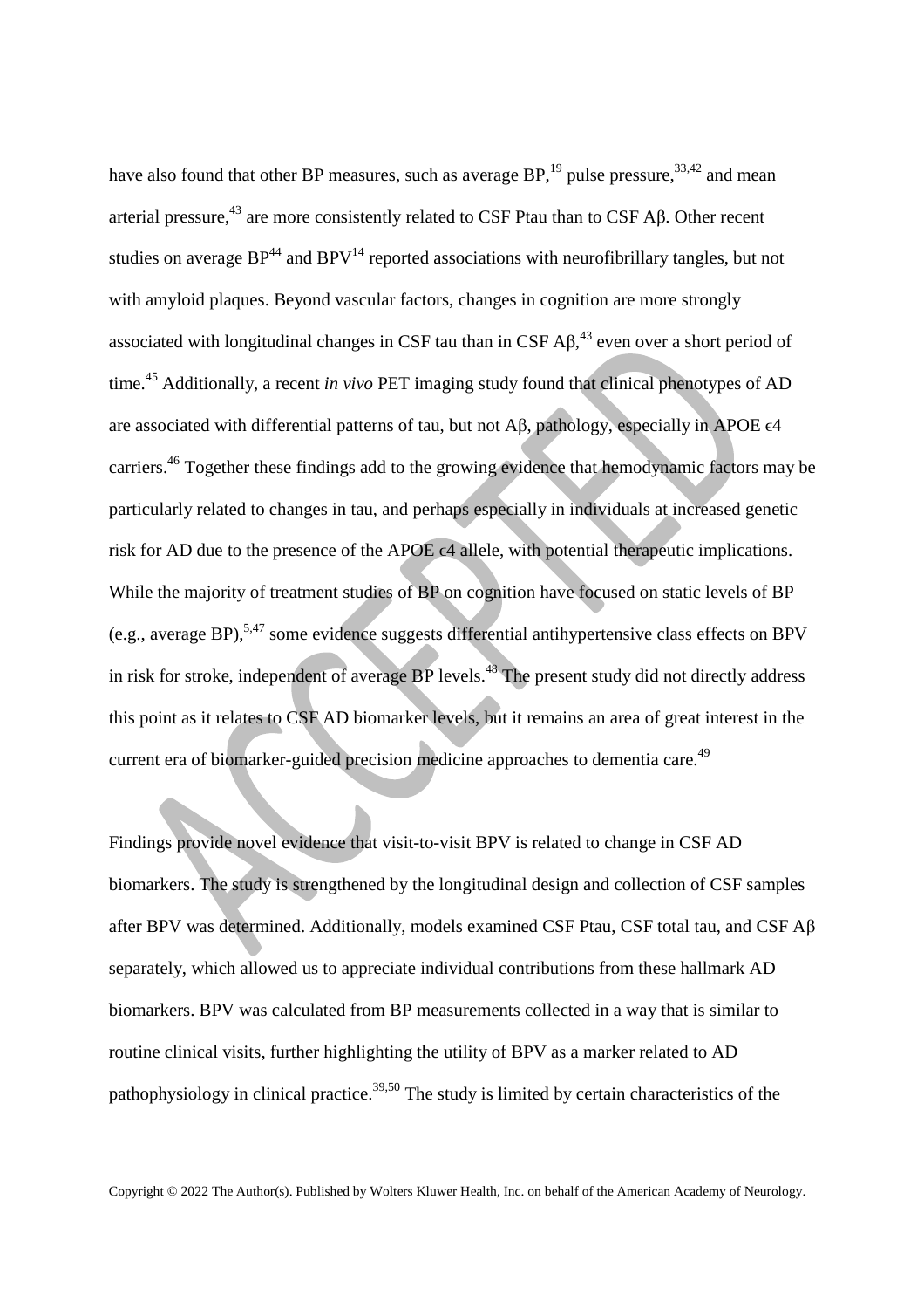have also found that other BP measures, such as average BP,[19] pulse pressure,[33,42] and mean arterial pressure,[43] are more consistently related to CSF Ptau than to CSF Aβ. Other recent studies on average BP[44] and BPV[14] reported associations with neurofibrillary tangles, but not with amyloid plaques. Beyond vascular factors, changes in cognition are more strongly associated with longitudinal changes in CSF tau than in CSF Aβ,[43] even over a short period of time.[45] Additionally, a recent *in vivo* PET imaging study found that clinical phenotypes of AD are associated with differential patterns of tau, but not Aβ, pathology, especially in APOE ϵ4 carriers.[46] Together these findings add to the growing evidence that hemodynamic factors may be particularly related to changes in tau, and perhaps especially in individuals at increased genetic risk for AD due to the presence of the APOE ϵ4 allele, with potential therapeutic implications. While the majority of treatment studies of BP on cognition have focused on static levels of BP (e.g., average BP),[5,47] some evidence suggests differential antihypertensive class effects on BPV in risk for stroke, independent of average BP levels.[48] The present study did not directly address this point as it relates to CSF AD biomarker levels, but it remains an area of great interest in the current era of biomarker-guided precision medicine approaches to dementia care.[49]

Findings provide novel evidence that visit-to-visit BPV is related to change in CSF AD biomarkers. The study is strengthened by the longitudinal design and collection of CSF samples after BPV was determined. Additionally, models examined CSF Ptau, CSF total tau, and CSF Aβ separately, which allowed us to appreciate individual contributions from these hallmark AD biomarkers. BPV was calculated from BP measurements collected in a way that is similar to routine clinical visits, further highlighting the utility of BPV as a marker related to AD pathophysiology in clinical practice.[39,50] The study is limited by certain characteristics of the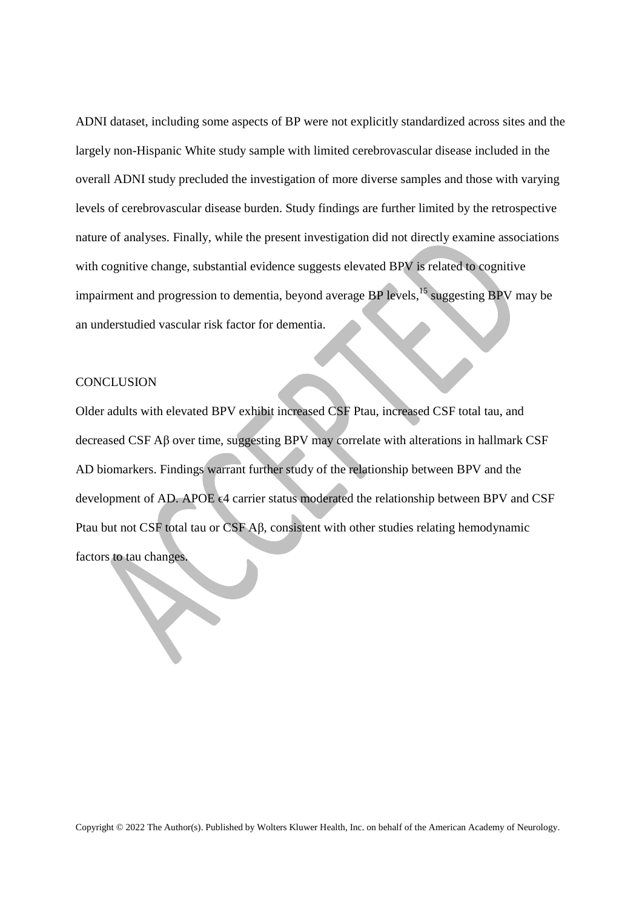ADNI dataset, including some aspects of BP were not explicitly standardized across sites and the largely non-Hispanic White study sample with limited cerebrovascular disease included in the overall ADNI study precluded the investigation of more diverse samples and those with varying levels of cerebrovascular disease burden. Study findings are further limited by the retrospective nature of analyses. Finally, while the present investigation did not directly examine associations with cognitive change, substantial evidence suggests elevated BPV is related to cognitive impairment and progression to dementia, beyond average BP levels,[15] suggesting BPV may be an understudied vascular risk factor for dementia.

## CONCLUSION

Older adults with elevated BPV exhibit increased CSF Ptau, increased CSF total tau, and decreased CSF Aβ over time, suggesting BPV may correlate with alterations in hallmark CSF AD biomarkers. Findings warrant further study of the relationship between BPV and the development of AD. APOE ε4 carrier status moderated the relationship between BPV and CSF Ptau but not CSF total tau or CSF Aβ, consistent with other studies relating hemodynamic factors to tau changes.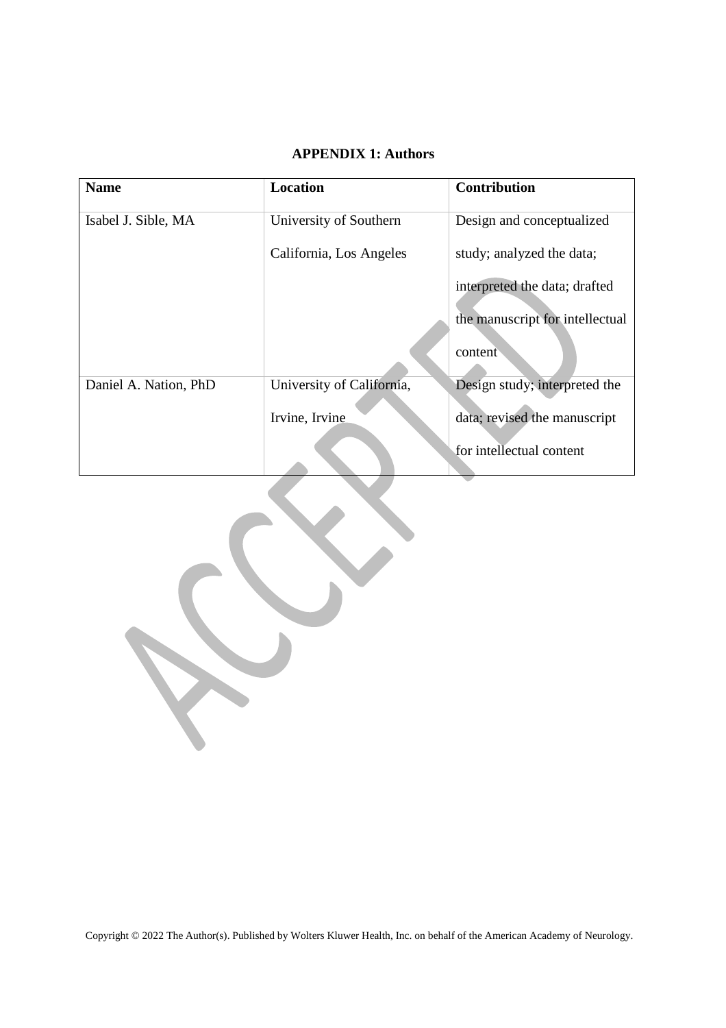**APPENDIX 1: Authors**

| **Name** | **Location** | **Contribution** |
|---|---|---|
| Isabel J. Sible, MA | University of Southern California, Los Angeles | Design and conceptualized study; analyzed the data; interpreted the data; drafted the manuscript for intellectual content |
| Daniel A. Nation, PhD | University of California, Irvine, Irvine | Design study; interpreted the data; revised the manuscript for intellectual content |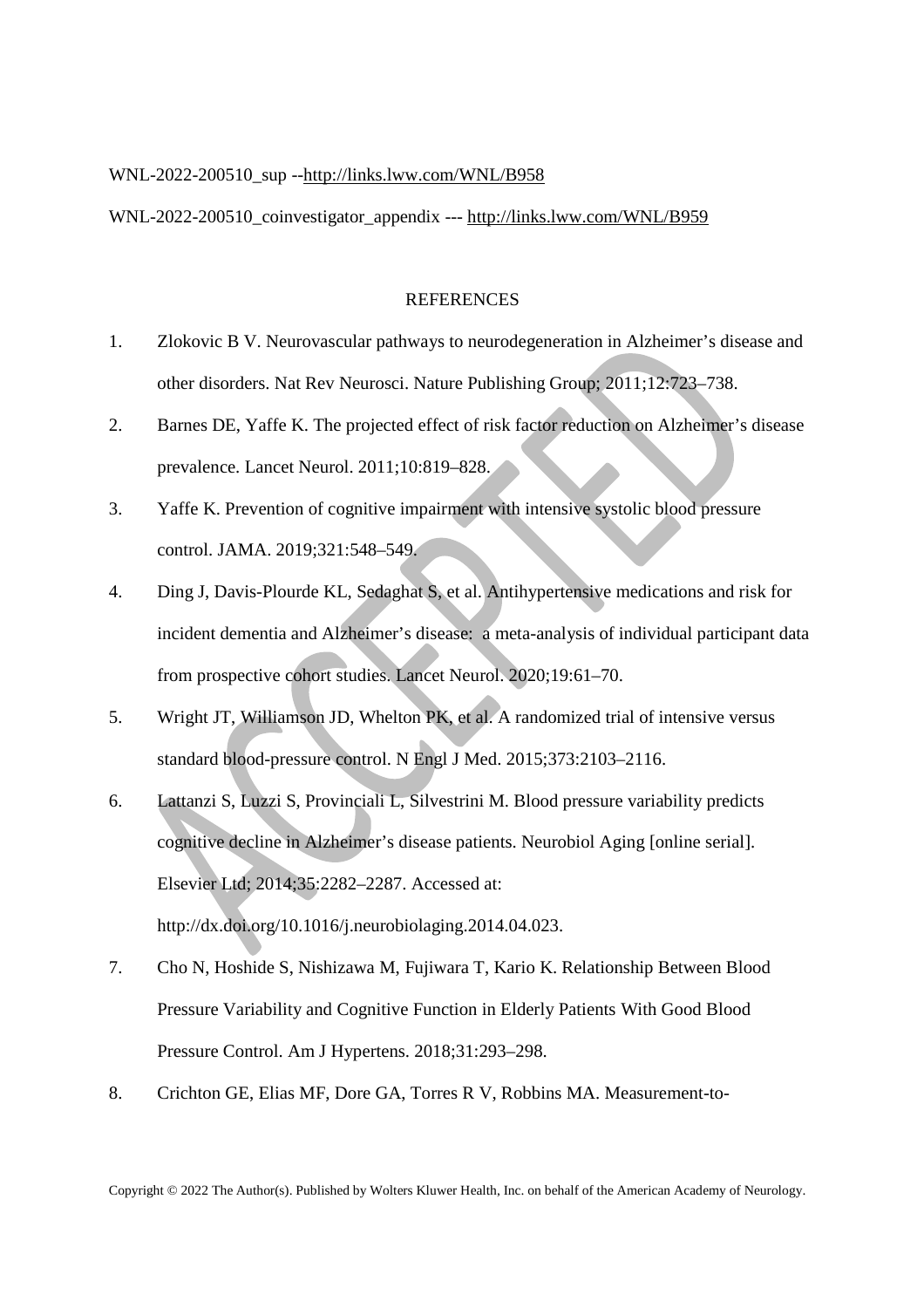WNL-2022-200510_sup --http://links.lww.com/WNL/B958

WNL-2022-200510_coinvestigator_appendix --- http://links.lww.com/WNL/B959

## REFERENCES

1. Zlokovic B V. Neurovascular pathways to neurodegeneration in Alzheimer's disease and other disorders. Nat Rev Neurosci. Nature Publishing Group; 2011;12:723–738.
2. Barnes DE, Yaffe K. The projected effect of risk factor reduction on Alzheimer's disease prevalence. Lancet Neurol. 2011;10:819–828.
3. Yaffe K. Prevention of cognitive impairment with intensive systolic blood pressure control. JAMA. 2019;321:548–549.
4. Ding J, Davis-Plourde KL, Sedaghat S, et al. Antihypertensive medications and risk for incident dementia and Alzheimer's disease: a meta-analysis of individual participant data from prospective cohort studies. Lancet Neurol. 2020;19:61–70.
5. Wright JT, Williamson JD, Whelton PK, et al. A randomized trial of intensive versus standard blood-pressure control. N Engl J Med. 2015;373:2103–2116.
6. Lattanzi S, Luzzi S, Provinciali L, Silvestrini M. Blood pressure variability predicts cognitive decline in Alzheimer's disease patients. Neurobiol Aging [online serial]. Elsevier Ltd; 2014;35:2282–2287. Accessed at: http://dx.doi.org/10.1016/j.neurobiolaging.2014.04.023.
7. Cho N, Hoshide S, Nishizawa M, Fujiwara T, Kario K. Relationship Between Blood Pressure Variability and Cognitive Function in Elderly Patients With Good Blood Pressure Control. Am J Hypertens. 2018;31:293–298.
8. Crichton GE, Elias MF, Dore GA, Torres R V, Robbins MA. Measurement-to-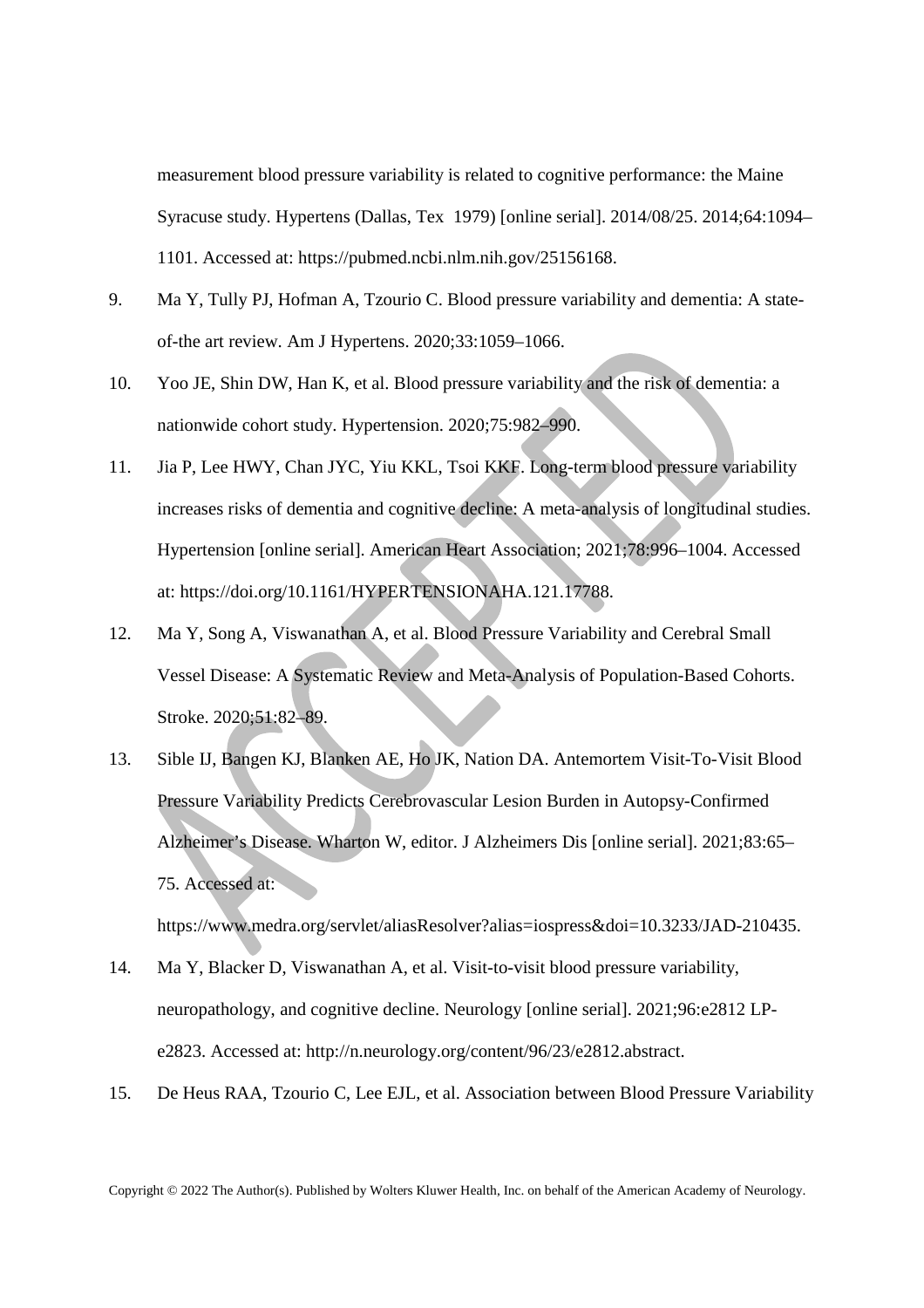measurement blood pressure variability is related to cognitive performance: the Maine Syracuse study. Hypertens (Dallas, Tex 1979) [online serial]. 2014/08/25. 2014;64:1094–1101. Accessed at: https://pubmed.ncbi.nlm.nih.gov/25156168.

9. Ma Y, Tully PJ, Hofman A, Tzourio C. Blood pressure variability and dementia: A state-of-the art review. Am J Hypertens. 2020;33:1059–1066.
10. Yoo JE, Shin DW, Han K, et al. Blood pressure variability and the risk of dementia: a nationwide cohort study. Hypertension. 2020;75:982–990.
11. Jia P, Lee HWY, Chan JYC, Yiu KKL, Tsoi KKF. Long-term blood pressure variability increases risks of dementia and cognitive decline: A meta-analysis of longitudinal studies. Hypertension [online serial]. American Heart Association; 2021;78:996–1004. Accessed at: https://doi.org/10.1161/HYPERTENSIONAHA.121.17788.
12. Ma Y, Song A, Viswanathan A, et al. Blood Pressure Variability and Cerebral Small Vessel Disease: A Systematic Review and Meta-Analysis of Population-Based Cohorts. Stroke. 2020;51:82–89.
13. Sible IJ, Bangen KJ, Blanken AE, Ho JK, Nation DA. Antemortem Visit-To-Visit Blood Pressure Variability Predicts Cerebrovascular Lesion Burden in Autopsy-Confirmed Alzheimer's Disease. Wharton W, editor. J Alzheimers Dis [online serial]. 2021;83:65–75. Accessed at: https://www.medra.org/servlet/aliasResolver?alias=iospress&doi=10.3233/JAD-210435.
14. Ma Y, Blacker D, Viswanathan A, et al. Visit-to-visit blood pressure variability, neuropathology, and cognitive decline. Neurology [online serial]. 2021;96:e2812 LP-e2823. Accessed at: http://n.neurology.org/content/96/23/e2812.abstract.
15. De Heus RAA, Tzourio C, Lee EJL, et al. Association between Blood Pressure Variability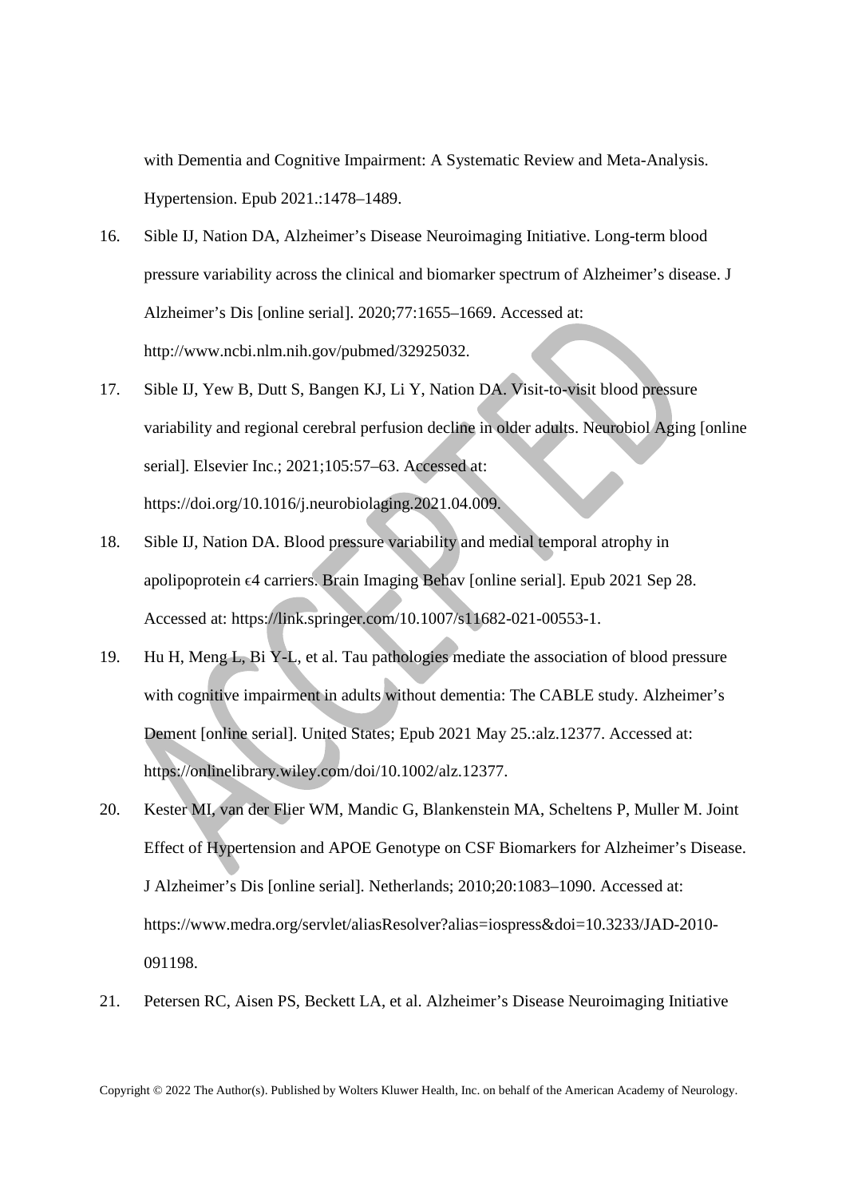with Dementia and Cognitive Impairment: A Systematic Review and Meta-Analysis. Hypertension. Epub 2021.:1478–1489.

16. Sible IJ, Nation DA, Alzheimer's Disease Neuroimaging Initiative. Long-term blood pressure variability across the clinical and biomarker spectrum of Alzheimer's disease. J Alzheimer's Dis [online serial]. 2020;77:1655–1669. Accessed at: http://www.ncbi.nlm.nih.gov/pubmed/32925032.
17. Sible IJ, Yew B, Dutt S, Bangen KJ, Li Y, Nation DA. Visit-to-visit blood pressure variability and regional cerebral perfusion decline in older adults. Neurobiol Aging [online serial]. Elsevier Inc.; 2021;105:57–63. Accessed at: https://doi.org/10.1016/j.neurobiolaging.2021.04.009.
18. Sible IJ, Nation DA. Blood pressure variability and medial temporal atrophy in apolipoprotein ϵ4 carriers. Brain Imaging Behav [online serial]. Epub 2021 Sep 28. Accessed at: https://link.springer.com/10.1007/s11682-021-00553-1.
19. Hu H, Meng L, Bi Y-L, et al. Tau pathologies mediate the association of blood pressure with cognitive impairment in adults without dementia: The CABLE study. Alzheimer's Dement [online serial]. United States; Epub 2021 May 25.:alz.12377. Accessed at: https://onlinelibrary.wiley.com/doi/10.1002/alz.12377.
20. Kester MI, van der Flier WM, Mandic G, Blankenstein MA, Scheltens P, Muller M. Joint Effect of Hypertension and APOE Genotype on CSF Biomarkers for Alzheimer's Disease. J Alzheimer's Dis [online serial]. Netherlands; 2010;20:1083–1090. Accessed at: https://www.medra.org/servlet/aliasResolver?alias=iospress&doi=10.3233/JAD-2010-091198.
21. Petersen RC, Aisen PS, Beckett LA, et al. Alzheimer's Disease Neuroimaging Initiative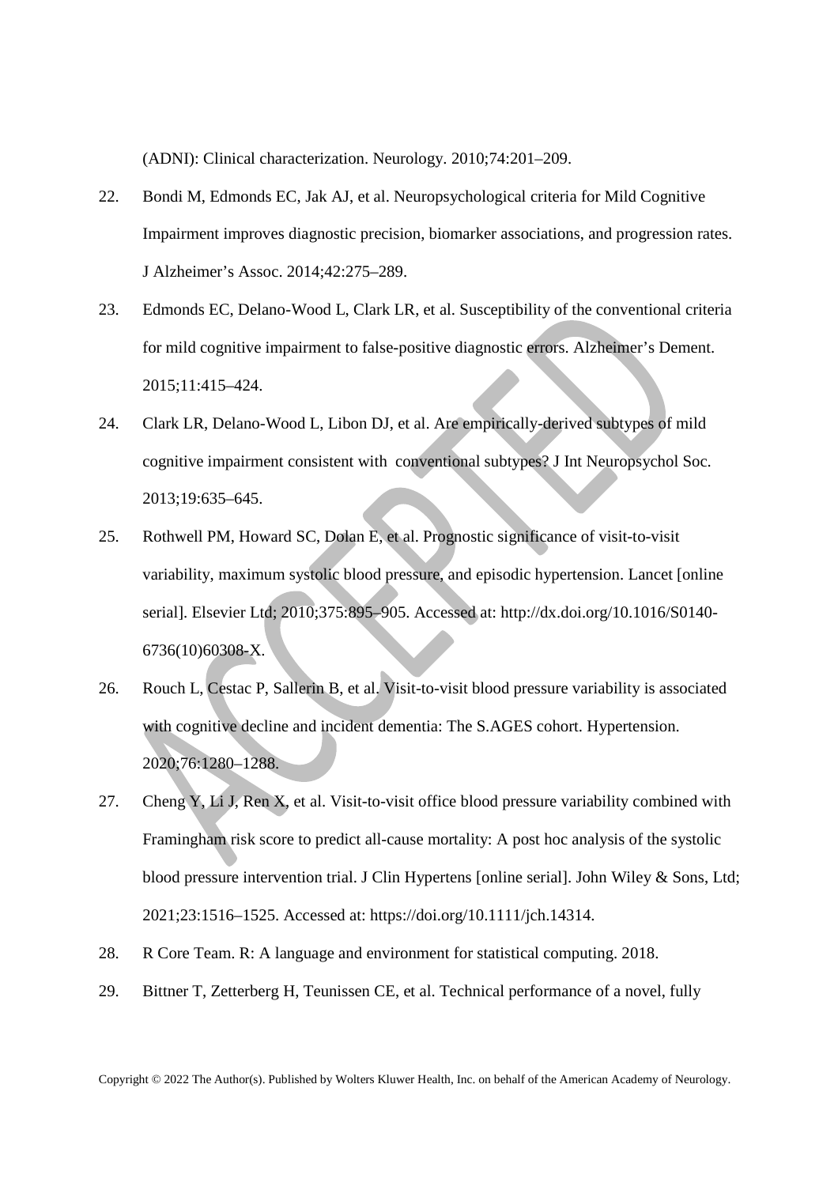(ADNI): Clinical characterization. Neurology. 2010;74:201–209.

22. Bondi M, Edmonds EC, Jak AJ, et al. Neuropsychological criteria for Mild Cognitive Impairment improves diagnostic precision, biomarker associations, and progression rates. J Alzheimer's Assoc. 2014;42:275–289.
23. Edmonds EC, Delano-Wood L, Clark LR, et al. Susceptibility of the conventional criteria for mild cognitive impairment to false-positive diagnostic errors. Alzheimer's Dement. 2015;11:415–424.
24. Clark LR, Delano-Wood L, Libon DJ, et al. Are empirically-derived subtypes of mild cognitive impairment consistent with conventional subtypes? J Int Neuropsychol Soc. 2013;19:635–645.
25. Rothwell PM, Howard SC, Dolan E, et al. Prognostic significance of visit-to-visit variability, maximum systolic blood pressure, and episodic hypertension. Lancet [online serial]. Elsevier Ltd; 2010;375:895–905. Accessed at: http://dx.doi.org/10.1016/S0140-6736(10)60308-X.
26. Rouch L, Cestac P, Sallerin B, et al. Visit-to-visit blood pressure variability is associated with cognitive decline and incident dementia: The S.AGES cohort. Hypertension. 2020;76:1280–1288.
27. Cheng Y, Li J, Ren X, et al. Visit-to-visit office blood pressure variability combined with Framingham risk score to predict all-cause mortality: A post hoc analysis of the systolic blood pressure intervention trial. J Clin Hypertens [online serial]. John Wiley & Sons, Ltd; 2021;23:1516–1525. Accessed at: https://doi.org/10.1111/jch.14314.
28. R Core Team. R: A language and environment for statistical computing. 2018.
29. Bittner T, Zetterberg H, Teunissen CE, et al. Technical performance of a novel, fully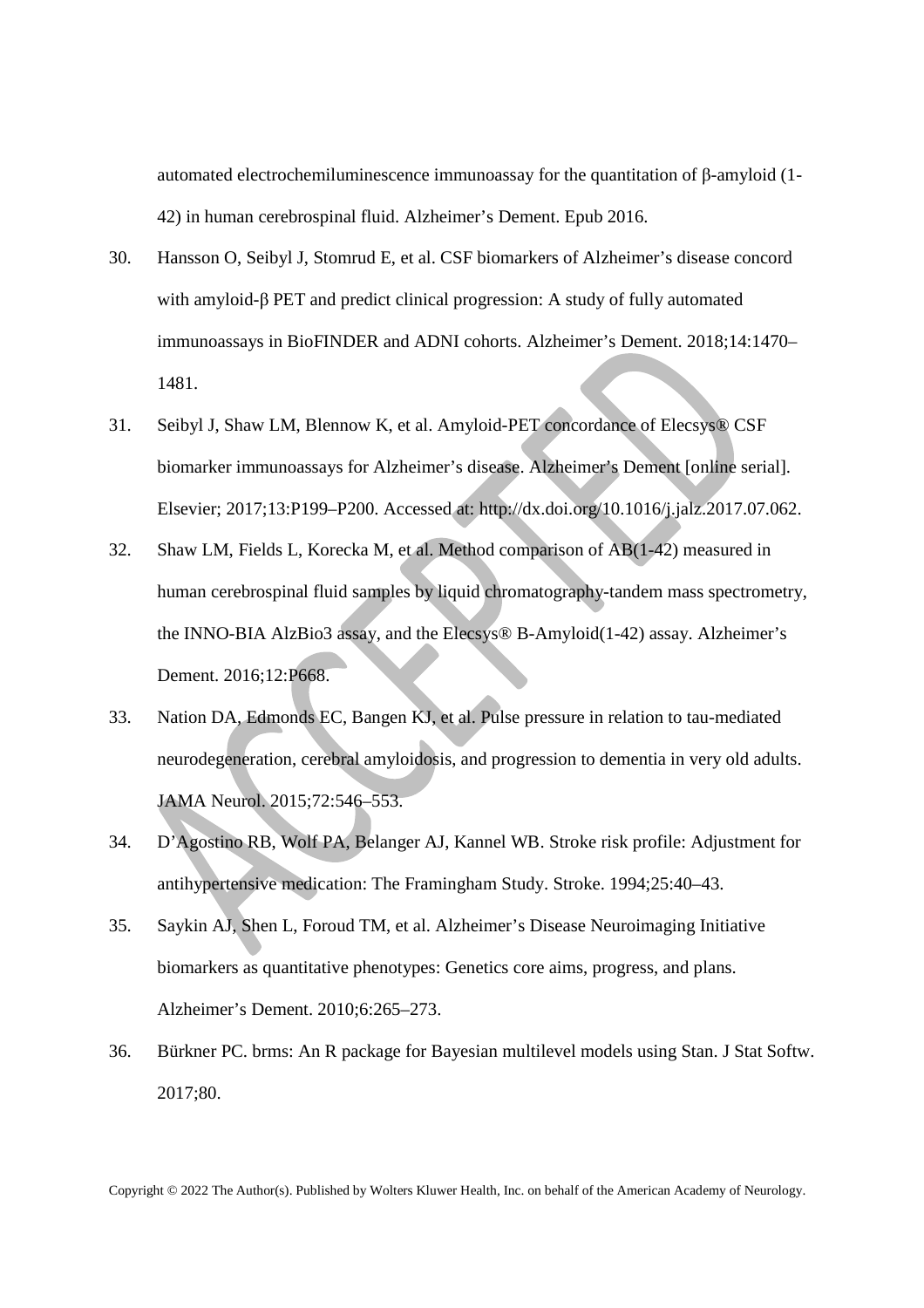automated electrochemiluminescence immunoassay for the quantitation of β-amyloid (1-42) in human cerebrospinal fluid. Alzheimer's Dement. Epub 2016.

30. Hansson O, Seibyl J, Stomrud E, et al. CSF biomarkers of Alzheimer's disease concord with amyloid-β PET and predict clinical progression: A study of fully automated immunoassays in BioFINDER and ADNI cohorts. Alzheimer's Dement. 2018;14:1470–1481.

31. Seibyl J, Shaw LM, Blennow K, et al. Amyloid-PET concordance of Elecsys® CSF biomarker immunoassays for Alzheimer's disease. Alzheimer's Dement [online serial]. Elsevier; 2017;13:P199–P200. Accessed at: http://dx.doi.org/10.1016/j.jalz.2017.07.062.

32. Shaw LM, Fields L, Korecka M, et al. Method comparison of AB(1-42) measured in human cerebrospinal fluid samples by liquid chromatography-tandem mass spectrometry, the INNO-BIA AlzBio3 assay, and the Elecsys® B-Amyloid(1-42) assay. Alzheimer's Dement. 2016;12:P668.

33. Nation DA, Edmonds EC, Bangen KJ, et al. Pulse pressure in relation to tau-mediated neurodegeneration, cerebral amyloidosis, and progression to dementia in very old adults. JAMA Neurol. 2015;72:546–553.

34. D'Agostino RB, Wolf PA, Belanger AJ, Kannel WB. Stroke risk profile: Adjustment for antihypertensive medication: The Framingham Study. Stroke. 1994;25:40–43.

35. Saykin AJ, Shen L, Foroud TM, et al. Alzheimer's Disease Neuroimaging Initiative biomarkers as quantitative phenotypes: Genetics core aims, progress, and plans. Alzheimer's Dement. 2010;6:265–273.

36. Bürkner PC. brms: An R package for Bayesian multilevel models using Stan. J Stat Softw. 2017;80.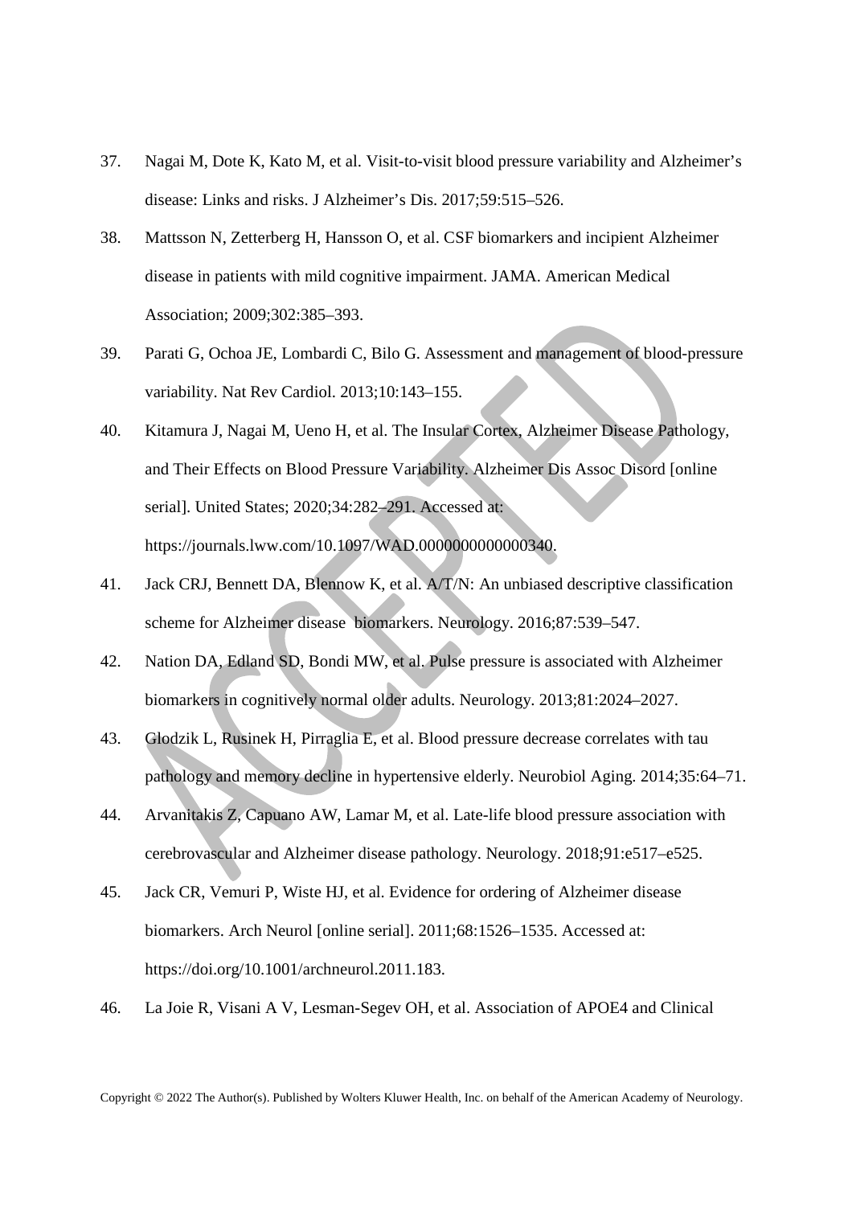37. Nagai M, Dote K, Kato M, et al. Visit-to-visit blood pressure variability and Alzheimer's disease: Links and risks. J Alzheimer's Dis. 2017;59:515–526.

38. Mattsson N, Zetterberg H, Hansson O, et al. CSF biomarkers and incipient Alzheimer disease in patients with mild cognitive impairment. JAMA. American Medical Association; 2009;302:385–393.

39. Parati G, Ochoa JE, Lombardi C, Bilo G. Assessment and management of blood-pressure variability. Nat Rev Cardiol. 2013;10:143–155.

40. Kitamura J, Nagai M, Ueno H, et al. The Insular Cortex, Alzheimer Disease Pathology, and Their Effects on Blood Pressure Variability. Alzheimer Dis Assoc Disord [online serial]. United States; 2020;34:282–291. Accessed at: https://journals.lww.com/10.1097/WAD.0000000000000340.

41. Jack CRJ, Bennett DA, Blennow K, et al. A/T/N: An unbiased descriptive classification scheme for Alzheimer disease biomarkers. Neurology. 2016;87:539–547.

42. Nation DA, Edland SD, Bondi MW, et al. Pulse pressure is associated with Alzheimer biomarkers in cognitively normal older adults. Neurology. 2013;81:2024–2027.

43. Glodzik L, Rusinek H, Pirraglia E, et al. Blood pressure decrease correlates with tau pathology and memory decline in hypertensive elderly. Neurobiol Aging. 2014;35:64–71.

44. Arvanitakis Z, Capuano AW, Lamar M, et al. Late-life blood pressure association with cerebrovascular and Alzheimer disease pathology. Neurology. 2018;91:e517–e525.

45. Jack CR, Vemuri P, Wiste HJ, et al. Evidence for ordering of Alzheimer disease biomarkers. Arch Neurol [online serial]. 2011;68:1526–1535. Accessed at: https://doi.org/10.1001/archneurol.2011.183.

46. La Joie R, Visani A V, Lesman-Segev OH, et al. Association of APOE4 and Clinical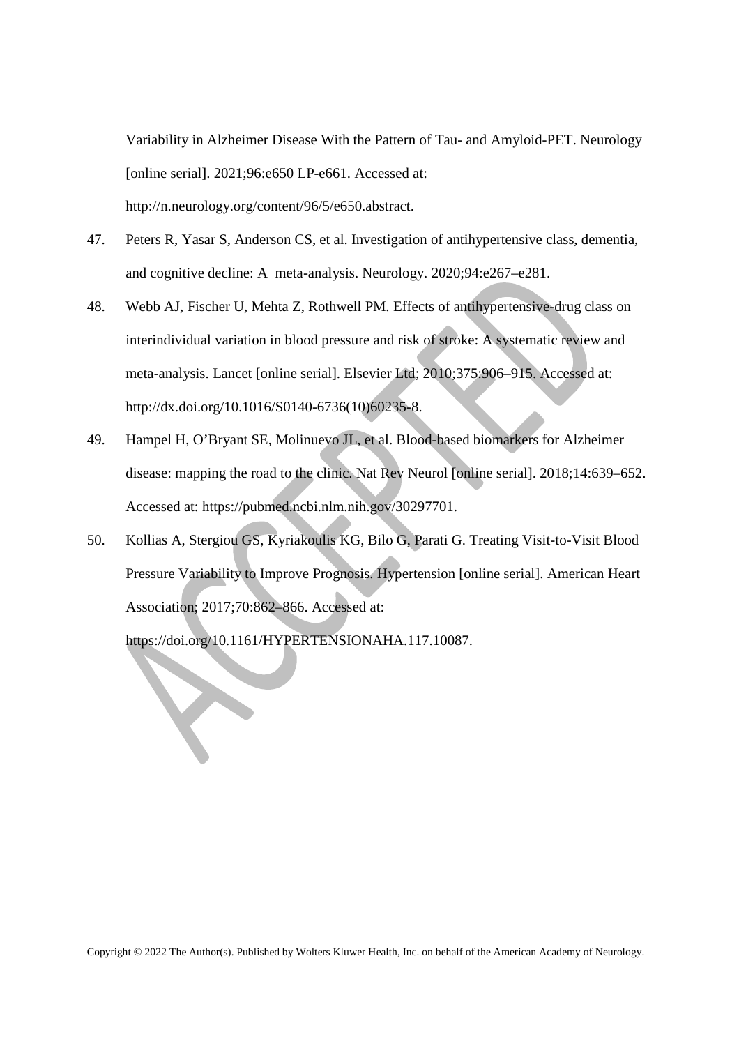Variability in Alzheimer Disease With the Pattern of Tau- and Amyloid-PET. Neurology [online serial]. 2021;96:e650 LP-e661. Accessed at: http://n.neurology.org/content/96/5/e650.abstract.

47. Peters R, Yasar S, Anderson CS, et al. Investigation of antihypertensive class, dementia, and cognitive decline: A meta-analysis. Neurology. 2020;94:e267–e281.

48. Webb AJ, Fischer U, Mehta Z, Rothwell PM. Effects of antihypertensive-drug class on interindividual variation in blood pressure and risk of stroke: A systematic review and meta-analysis. Lancet [online serial]. Elsevier Ltd; 2010;375:906–915. Accessed at: http://dx.doi.org/10.1016/S0140-6736(10)60235-8.

49. Hampel H, O'Bryant SE, Molinuevo JL, et al. Blood-based biomarkers for Alzheimer disease: mapping the road to the clinic. Nat Rev Neurol [online serial]. 2018;14:639–652. Accessed at: https://pubmed.ncbi.nlm.nih.gov/30297701.

50. Kollias A, Stergiou GS, Kyriakoulis KG, Bilo G, Parati G. Treating Visit-to-Visit Blood Pressure Variability to Improve Prognosis. Hypertension [online serial]. American Heart Association; 2017;70:862–866. Accessed at: https://doi.org/10.1161/HYPERTENSIONAHA.117.10087.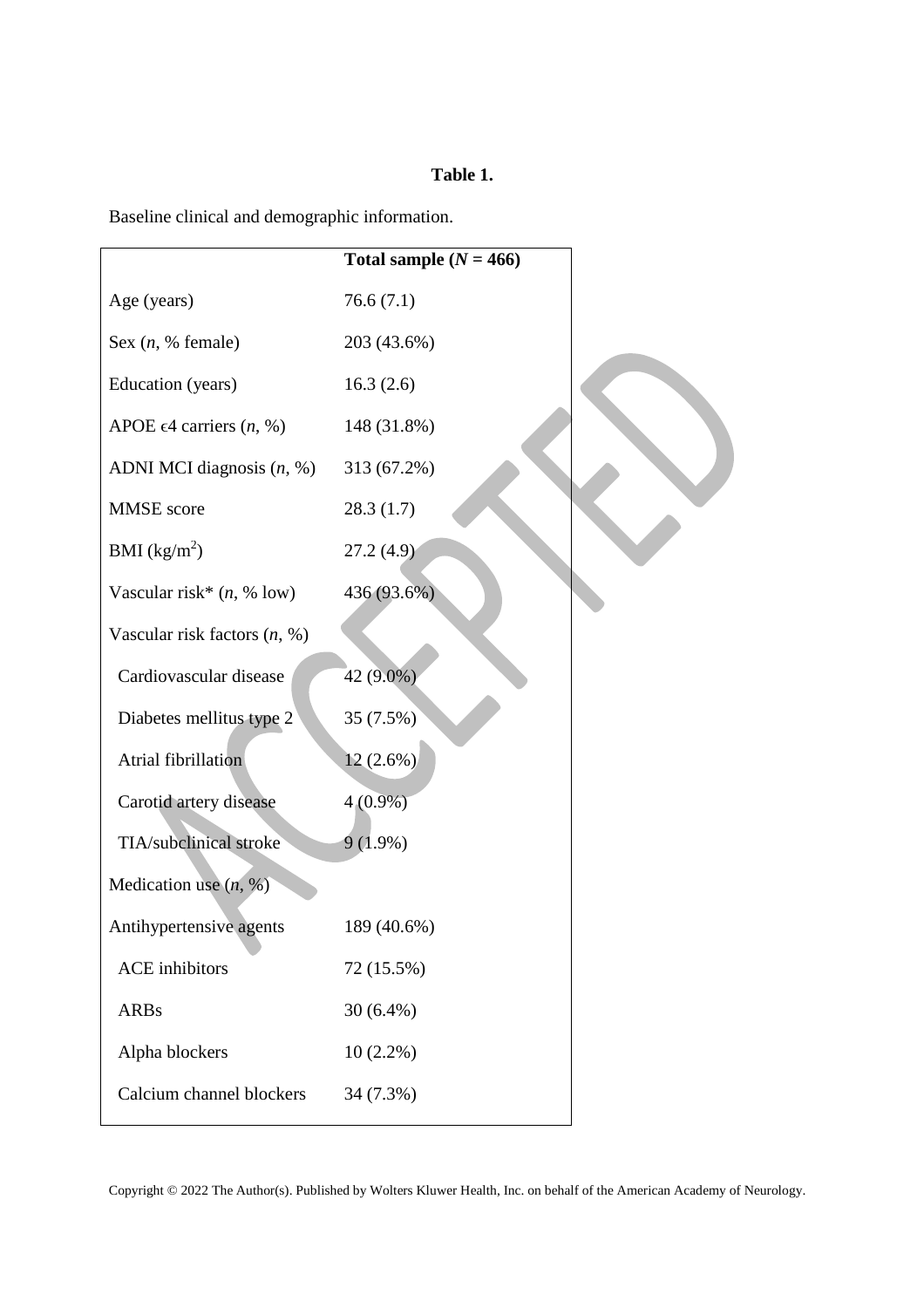**Table 1.**

Baseline clinical and demographic information.

| | Total sample (*N* = 466) |
|---|---|
| Age (years) | 76.6 (7.1) |
| Sex (*n*, % female) | 203 (43.6%) |
| Education (years) | 16.3 (2.6) |
| APOE ϵ4 carriers (*n*, %) | 148 (31.8%) |
| ADNI MCI diagnosis (*n*, %) | 313 (67.2%) |
| MMSE score | 28.3 (1.7) |
| BMI ($kg/m^2$) | 27.2 (4.9) |
| Vascular risk* (*n*, % low) | 436 (93.6%) |
| Vascular risk factors (*n*, %) | |
| Cardiovascular disease | 42 (9.0%) |
| Diabetes mellitus type 2 | 35 (7.5%) |
| Atrial fibrillation | 12 (2.6%) |
| Carotid artery disease | 4 (0.9%) |
| TIA/subclinical stroke | 9 (1.9%) |
| Medication use (*n*, %) | |
| Antihypertensive agents | 189 (40.6%) |
| ACE inhibitors | 72 (15.5%) |
| ARBs | 30 (6.4%) |
| Alpha blockers | 10 (2.2%) |
| Calcium channel blockers | 34 (7.3%) |

Copyright © 2022 The Author(s). Published by Wolters Kluwer Health, Inc. on behalf of the American Academy of Neurology.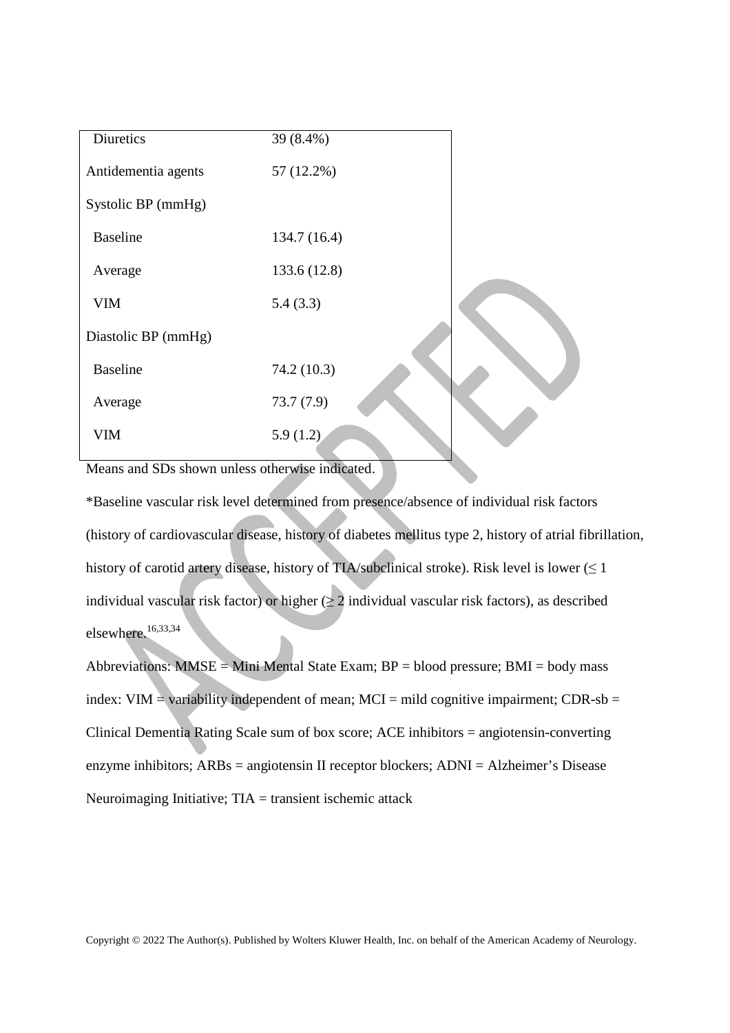| | |
|---|---|
| Diuretics | 39 (8.4%) |
| Antidementia agents | 57 (12.2%) |
| Systolic BP (mmHg) | |
| Baseline | 134.7 (16.4) |
| Average | 133.6 (12.8) |
| VIM | 5.4 (3.3) |
| Diastolic BP (mmHg) | |
| Baseline | 74.2 (10.3) |
| Average | 73.7 (7.9) |
| VIM | 5.9 (1.2) |

Means and SDs shown unless otherwise indicated.

*Baseline vascular risk level determined from presence/absence of individual risk factors (history of cardiovascular disease, history of diabetes mellitus type 2, history of atrial fibrillation, history of carotid artery disease, history of TIA/subclinical stroke). Risk level is lower (≤ 1 individual vascular risk factor) or higher (≥ 2 individual vascular risk factors), as described elsewhere.[16,33,34]

Abbreviations: MMSE = Mini Mental State Exam; BP = blood pressure; BMI = body mass index: VIM = variability independent of mean; MCI = mild cognitive impairment; CDR-sb = Clinical Dementia Rating Scale sum of box score; ACE inhibitors = angiotensin-converting enzyme inhibitors; ARBs = angiotensin II receptor blockers; ADNI = Alzheimer's Disease Neuroimaging Initiative; TIA = transient ischemic attack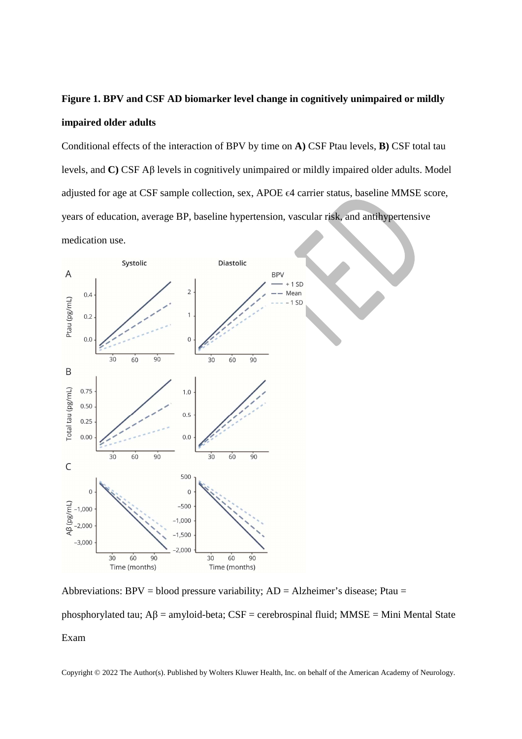**Figure 1. BPV and CSF AD biomarker level change in cognitively unimpaired or mildly impaired older adults**

Conditional effects of the interaction of BPV by time on **A)** CSF Ptau levels, **B)** CSF total tau levels, and **C)** CSF Aβ levels in cognitively unimpaired or mildly impaired older adults. Model adjusted for age at CSF sample collection, sex, APOE ϵ4 carrier status, baseline MMSE score, years of education, average BP, baseline hypertension, vascular risk, and antihypertensive medication use.

Abbreviations: BPV = blood pressure variability; AD = Alzheimer's disease; Ptau = phosphorylated tau; Aβ = amyloid-beta; CSF = cerebrospinal fluid; MMSE = Mini Mental State Exam

Copyright © 2022 The Author(s). Published by Wolters Kluwer Health, Inc. on behalf of the American Academy of Neurology.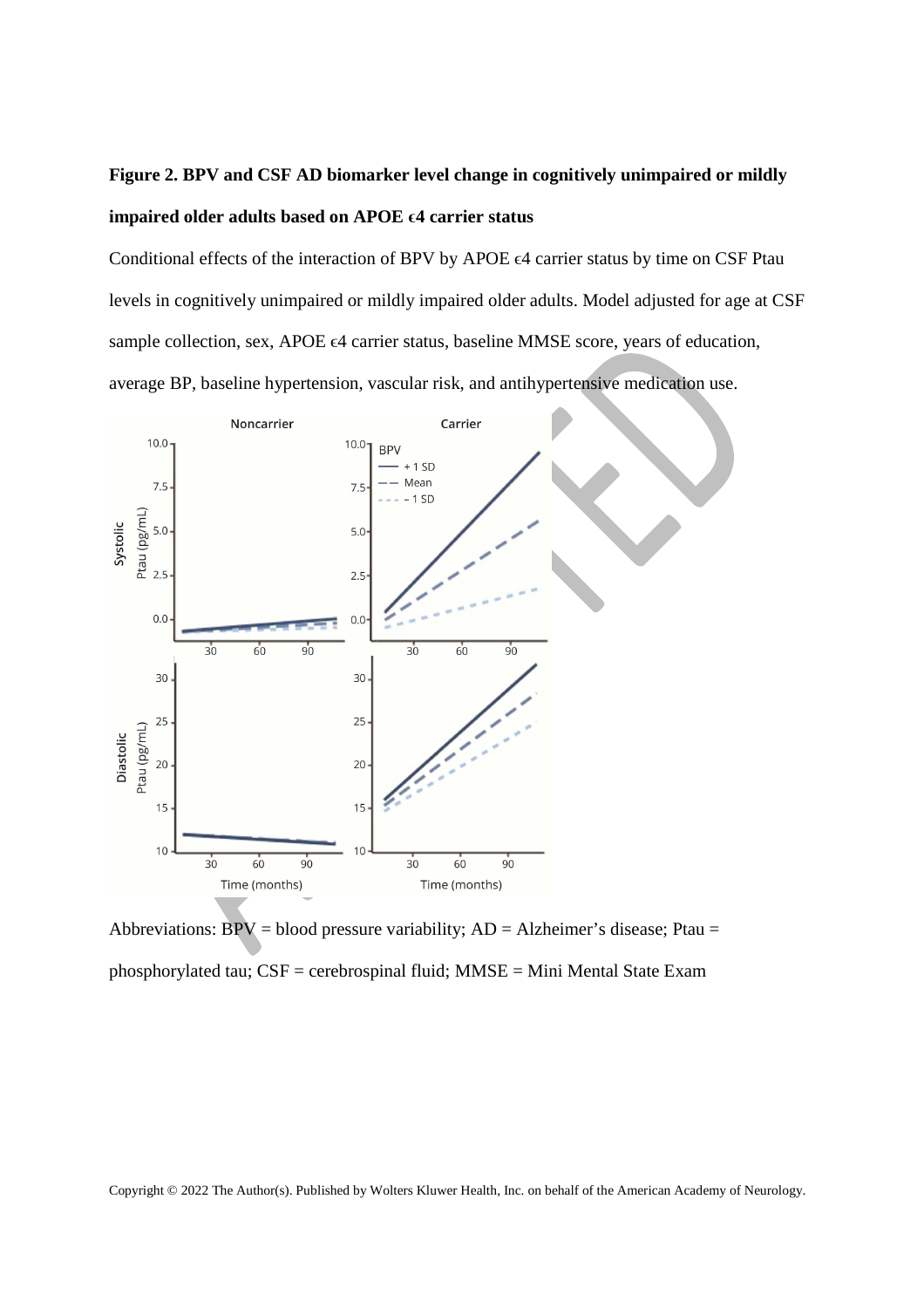**Figure 2. BPV and CSF AD biomarker level change in cognitively unimpaired or mildly impaired older adults based on APOE ϵ4 carrier status**

Conditional effects of the interaction of BPV by APOE ϵ4 carrier status by time on CSF Ptau levels in cognitively unimpaired or mildly impaired older adults. Model adjusted for age at CSF sample collection, sex, APOE ϵ4 carrier status, baseline MMSE score, years of education, average BP, baseline hypertension, vascular risk, and antihypertensive medication use.

Abbreviations: BPV = blood pressure variability; AD = Alzheimer's disease; Ptau = phosphorylated tau; CSF = cerebrospinal fluid; MMSE = Mini Mental State Exam

Copyright © 2022 The Author(s). Published by Wolters Kluwer Health, Inc. on behalf of the American Academy of Neurology.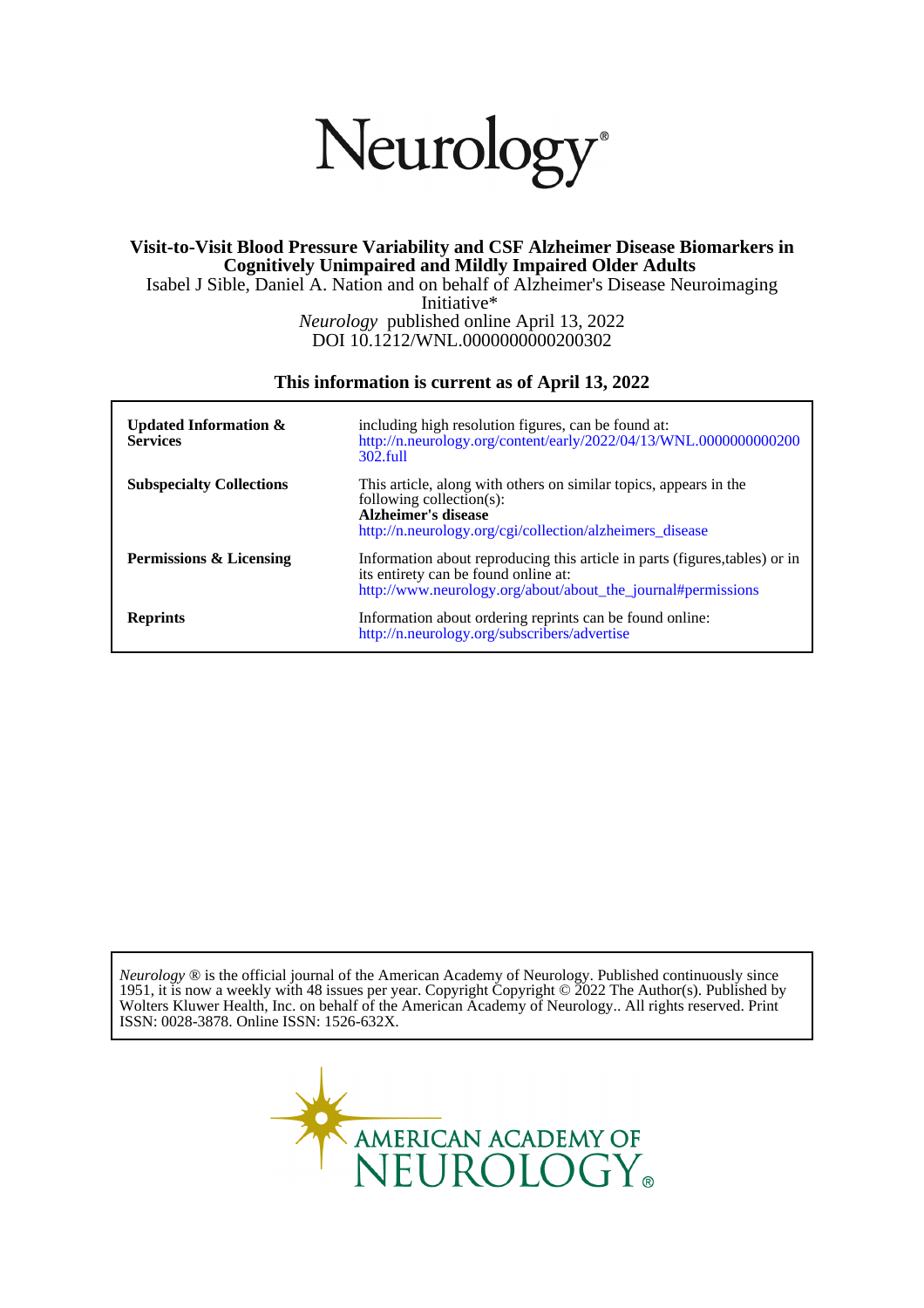# Neurology®

**Visit-to-Visit Blood Pressure Variability and CSF Alzheimer Disease Biomarkers in Cognitively Unimpaired and Mildly Impaired Older Adults**

Isabel J Sible, Daniel A. Nation and on behalf of Alzheimer's Disease Neuroimaging Initiative*

*Neurology* published online April 13, 2022

DOI 10.1212/WNL.0000000000200302

**This information is current as of April 13, 2022**

| | |
|---|---|
| **Updated Information & Services** | including high resolution figures, can be found at: http://n.neurology.org/content/early/2022/04/13/WNL.0000000000200302.full |
| **Subspecialty Collections** | This article, along with others on similar topics, appears in the following collection(s): **Alzheimer's disease** http://n.neurology.org/cgi/collection/alzheimers_disease |
| **Permissions & Licensing** | Information about reproducing this article in parts (figures,tables) or in its entirety can be found online at: http://www.neurology.org/about/about_the_journal#permissions |
| **Reprints** | Information about ordering reprints can be found online: http://n.neurology.org/subscribers/advertise |

*Neurology* ® is the official journal of the American Academy of Neurology. Published continuously since 1951, it is now a weekly with 48 issues per year. Copyright Copyright © 2022 The Author(s). Published by Wolters Kluwer Health, Inc. on behalf of the American Academy of Neurology.. All rights reserved. Print ISSN: 0028-3878. Online ISSN: 1526-632X.

AMERICAN ACADEMY OF NEUROLOGY®